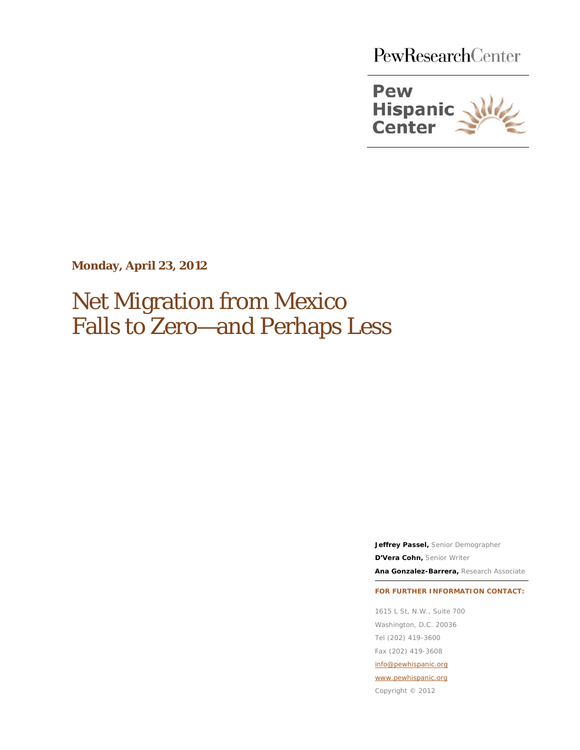PewResearchCenter

Pew Hispanic Center

**Monday, April 23, 2012**

# Net Migration from Mexico Falls to Zero—and Perhaps Less

**Jeffrey Passel,** Senior Demographer

**D'Vera Cohn,** Senior Writer

**Ana Gonzalez-Barrera,** Research Associate

**FOR FURTHER INFORMATION CONTACT:**

1615 L St, N.W., Suite 700

Washington, D.C. 20036

Tel (202) 419-3600

Fax (202) 419-3608

info@pewhispanic.org

www.pewhispanic.org

Copyright © 2012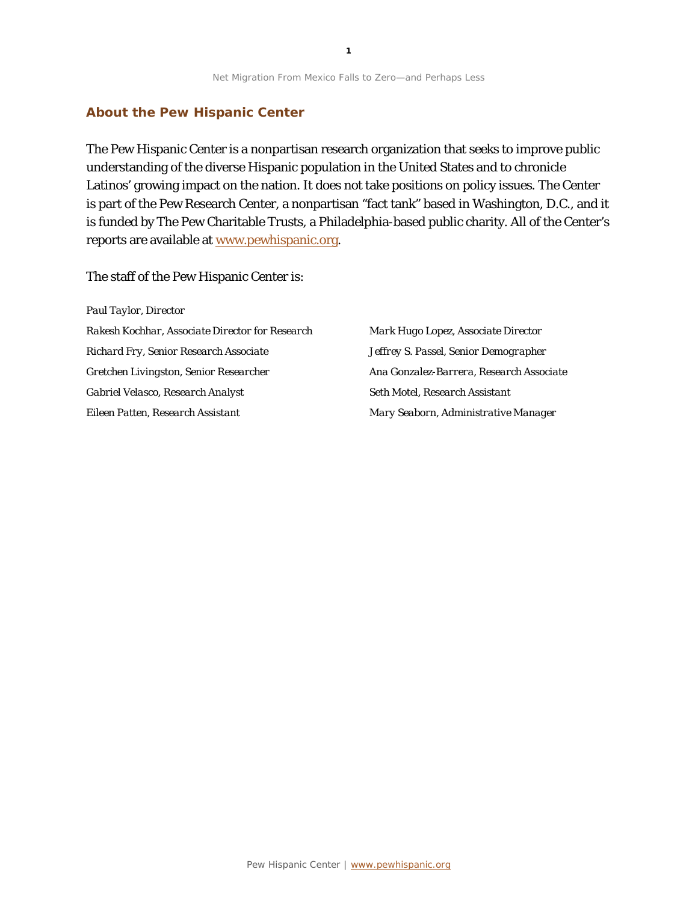## About the Pew Hispanic Center

The Pew Hispanic Center is a nonpartisan research organization that seeks to improve public understanding of the diverse Hispanic population in the United States and to chronicle Latinos' growing impact on the nation. It does not take positions on policy issues. The Center is part of the Pew Research Center, a nonpartisan "fact tank" based in Washington, D.C., and it is funded by The Pew Charitable Trusts, a Philadelphia-based public charity. All of the Center's reports are available at www.pewhispanic.org.

The staff of the Pew Hispanic Center is:

*Paul Taylor, Director*

*Rakesh Kochhar, Associate Director for Research*

*Mark Hugo Lopez, Associate Director*

*Richard Fry, Senior Research Associate*

*Jeffrey S. Passel, Senior Demographer*

*Gretchen Livingston, Senior Researcher*

*Ana Gonzalez-Barrera, Research Associate*

*Gabriel Velasco, Research Analyst*

*Seth Motel, Research Assistant*

*Eileen Patten, Research Assistant*

*Mary Seaborn, Administrative Manager*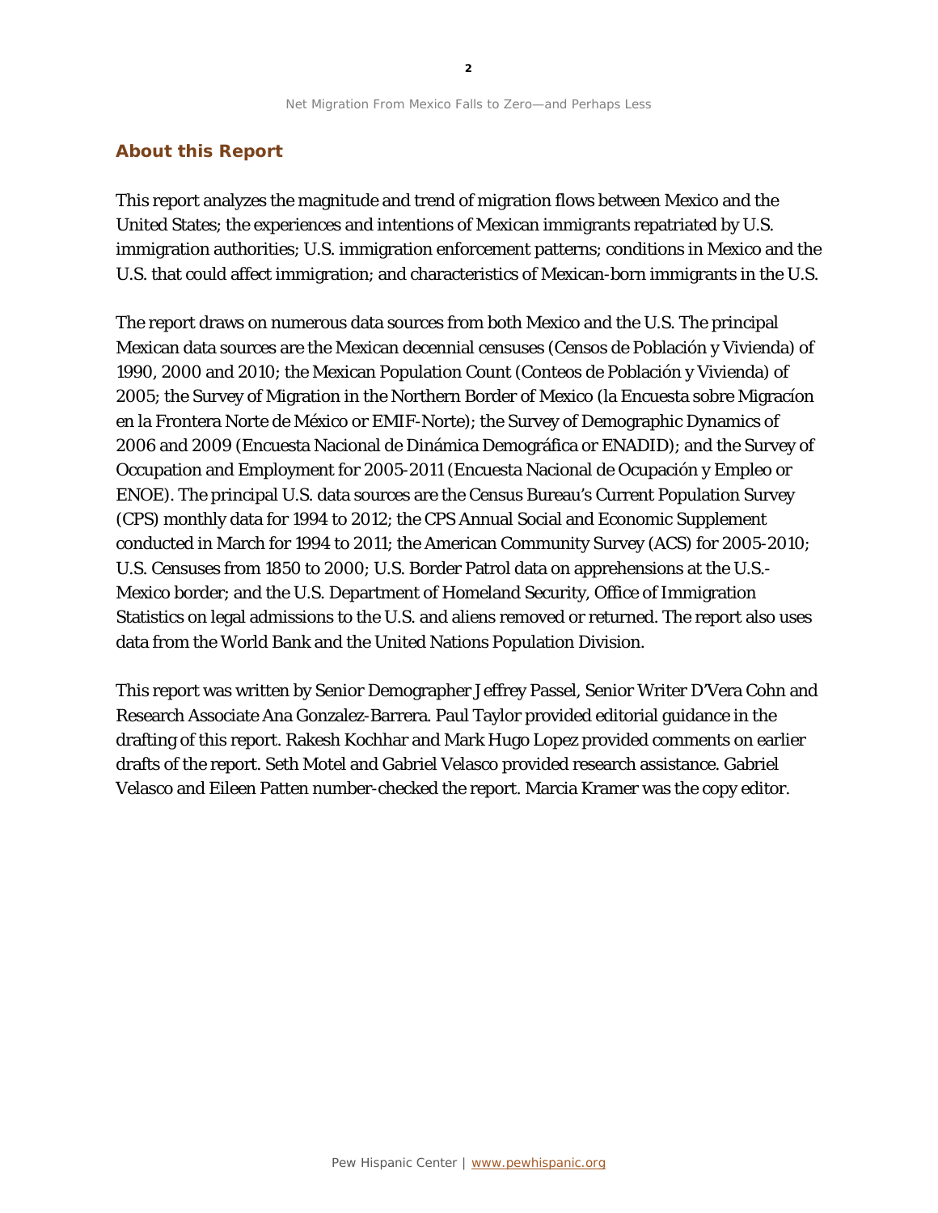## About this Report

This report analyzes the magnitude and trend of migration flows between Mexico and the United States; the experiences and intentions of Mexican immigrants repatriated by U.S. immigration authorities; U.S. immigration enforcement patterns; conditions in Mexico and the U.S. that could affect immigration; and characteristics of Mexican-born immigrants in the U.S.

The report draws on numerous data sources from both Mexico and the U.S. The principal Mexican data sources are the Mexican decennial censuses (Censos de Población y Vivienda) of 1990, 2000 and 2010; the Mexican Population Count (Conteos de Población y Vivienda) of 2005; the Survey of Migration in the Northern Border of Mexico (la Encuesta sobre Migracíon en la Frontera Norte de México or EMIF-Norte); the Survey of Demographic Dynamics of 2006 and 2009 (Encuesta Nacional de Dinámica Demográfica or ENADID); and the Survey of Occupation and Employment for 2005-2011 (Encuesta Nacional de Ocupación y Empleo or ENOE). The principal U.S. data sources are the Census Bureau's Current Population Survey (CPS) monthly data for 1994 to 2012; the CPS Annual Social and Economic Supplement conducted in March for 1994 to 2011; the American Community Survey (ACS) for 2005-2010; U.S. Censuses from 1850 to 2000; U.S. Border Patrol data on apprehensions at the U.S.-Mexico border; and the U.S. Department of Homeland Security, Office of Immigration Statistics on legal admissions to the U.S. and aliens removed or returned. The report also uses data from the World Bank and the United Nations Population Division.

This report was written by Senior Demographer Jeffrey Passel, Senior Writer D'Vera Cohn and Research Associate Ana Gonzalez-Barrera. Paul Taylor provided editorial guidance in the drafting of this report. Rakesh Kochhar and Mark Hugo Lopez provided comments on earlier drafts of the report. Seth Motel and Gabriel Velasco provided research assistance. Gabriel Velasco and Eileen Patten number-checked the report. Marcia Kramer was the copy editor.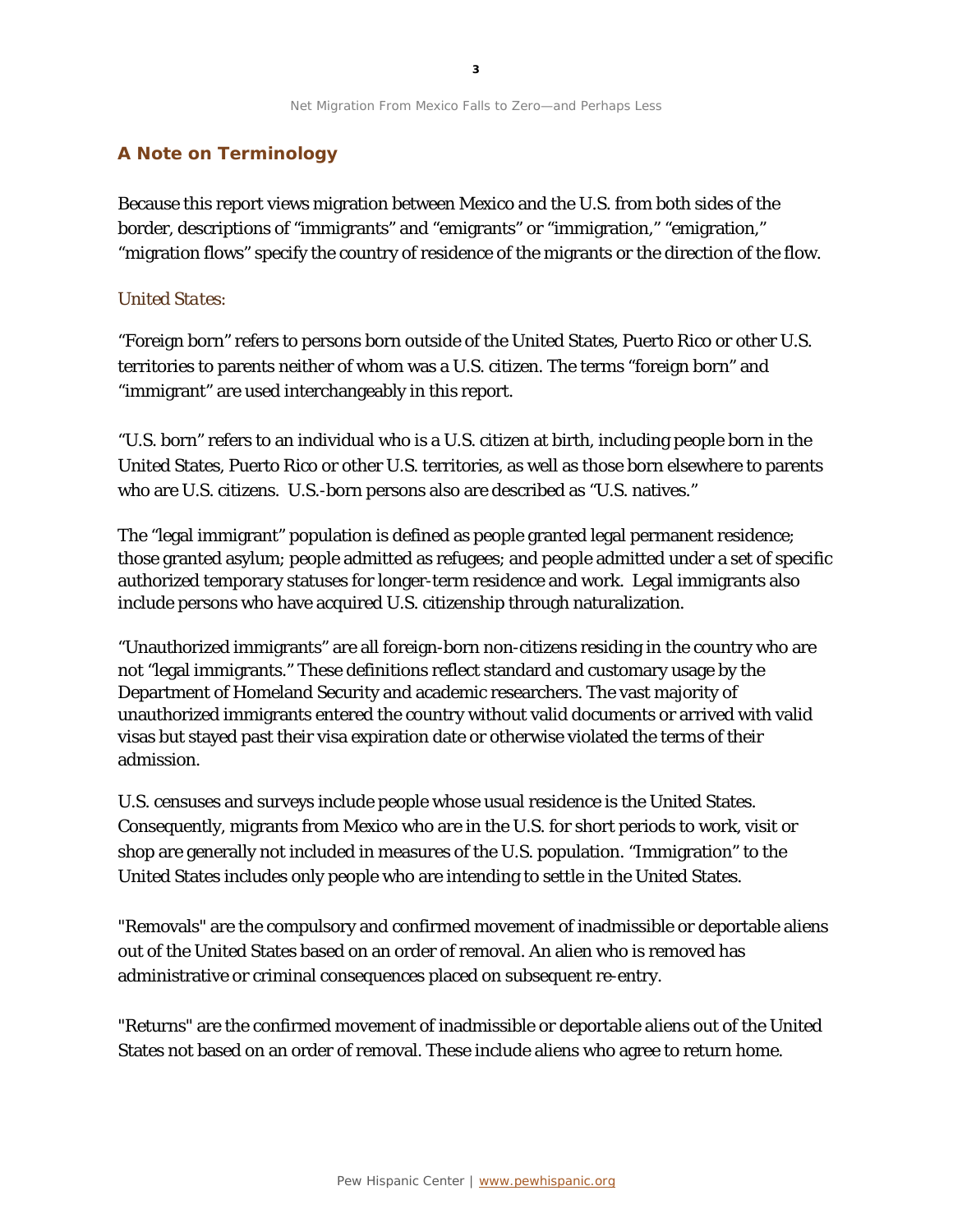## A Note on Terminology

Because this report views migration between Mexico and the U.S. from both sides of the border, descriptions of "immigrants" and "emigrants" or "immigration," "emigration," "migration flows" specify the country of residence of the migrants or the direction of the flow.

*United States:*

"Foreign born" refers to persons born outside of the United States, Puerto Rico or other U.S. territories to parents neither of whom was a U.S. citizen. The terms "foreign born" and "immigrant" are used interchangeably in this report.

"U.S. born" refers to an individual who is a U.S. citizen at birth, including people born in the United States, Puerto Rico or other U.S. territories, as well as those born elsewhere to parents who are U.S. citizens. U.S.-born persons also are described as "U.S. natives."

The "legal immigrant" population is defined as people granted legal permanent residence; those granted asylum; people admitted as refugees; and people admitted under a set of specific authorized temporary statuses for longer-term residence and work. Legal immigrants also include persons who have acquired U.S. citizenship through naturalization.

"Unauthorized immigrants" are all foreign-born non-citizens residing in the country who are not "legal immigrants." These definitions reflect standard and customary usage by the Department of Homeland Security and academic researchers. The vast majority of unauthorized immigrants entered the country without valid documents or arrived with valid visas but stayed past their visa expiration date or otherwise violated the terms of their admission.

U.S. censuses and surveys include people whose usual residence is the United States. Consequently, migrants from Mexico who are in the U.S. for short periods to work, visit or shop are generally not included in measures of the U.S. population. "Immigration" to the United States includes only people who are intending to settle in the United States.

"Removals" are the compulsory and confirmed movement of inadmissible or deportable aliens out of the United States based on an order of removal. An alien who is removed has administrative or criminal consequences placed on subsequent re-entry.

"Returns" are the confirmed movement of inadmissible or deportable aliens out of the United States not based on an order of removal. These include aliens who agree to return home.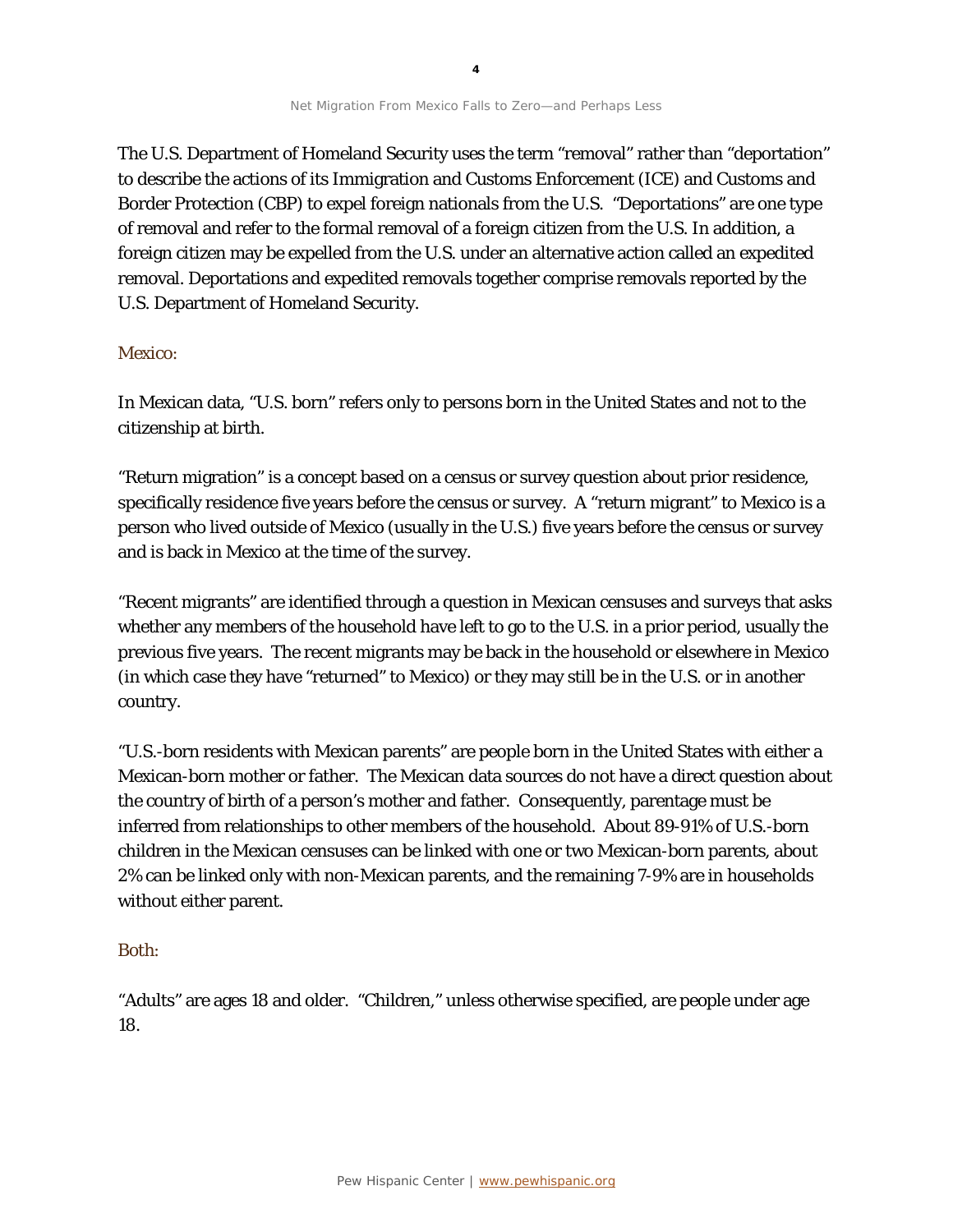The U.S. Department of Homeland Security uses the term "removal" rather than "deportation" to describe the actions of its Immigration and Customs Enforcement (ICE) and Customs and Border Protection (CBP) to expel foreign nationals from the U.S. "Deportations" are one type of removal and refer to the formal removal of a foreign citizen from the U.S. In addition, a foreign citizen may be expelled from the U.S. under an alternative action called an expedited removal. Deportations and expedited removals together comprise removals reported by the U.S. Department of Homeland Security.

### Mexico:

In Mexican data, "U.S. born" refers only to persons born in the United States and not to the citizenship at birth.

"Return migration" is a concept based on a census or survey question about prior residence, specifically residence five years before the census or survey. A "return migrant" to Mexico is a person who lived outside of Mexico (usually in the U.S.) five years before the census or survey and is back in Mexico at the time of the survey.

"Recent migrants" are identified through a question in Mexican censuses and surveys that asks whether any members of the household have left to go to the U.S. in a prior period, usually the previous five years. The recent migrants may be back in the household or elsewhere in Mexico (in which case they have "returned" to Mexico) or they may still be in the U.S. or in another country.

"U.S.-born residents with Mexican parents" are people born in the United States with either a Mexican-born mother or father. The Mexican data sources do not have a direct question about the country of birth of a person's mother and father. Consequently, parentage must be inferred from relationships to other members of the household. About 89-91% of U.S.-born children in the Mexican censuses can be linked with one or two Mexican-born parents, about 2% can be linked only with non-Mexican parents, and the remaining 7-9% are in households without either parent.

### Both:

"Adults" are ages 18 and older. "Children," unless otherwise specified, are people under age 18.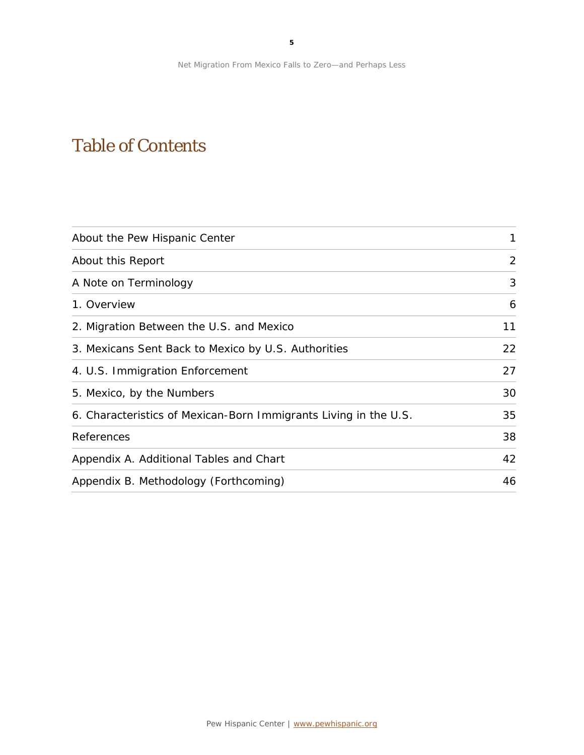# Table of Contents

| | |
|---|---|
| About the Pew Hispanic Center | 1 |
| About this Report | 2 |
| A Note on Terminology | 3 |
| 1. Overview | 6 |
| 2. Migration Between the U.S. and Mexico | 11 |
| 3. Mexicans Sent Back to Mexico by U.S. Authorities | 22 |
| 4. U.S. Immigration Enforcement | 27 |
| 5. Mexico, by the Numbers | 30 |
| 6. Characteristics of Mexican-Born Immigrants Living in the U.S. | 35 |
| References | 38 |
| Appendix A. Additional Tables and Chart | 42 |
| Appendix B. Methodology (Forthcoming) | 46 |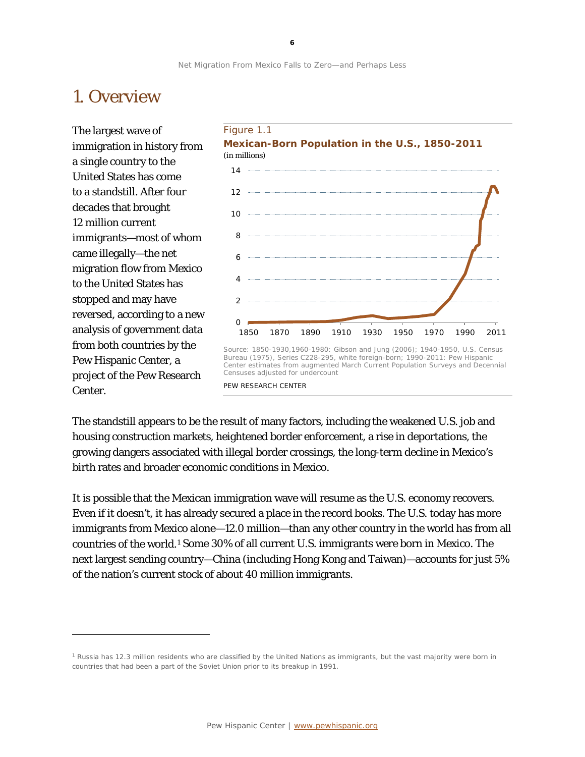# 1. Overview

The largest wave of immigration in history from a single country to the United States has come to a standstill. After four decades that brought 12 million current immigrants—most of whom came illegally—the net migration flow from Mexico to the United States has stopped and may have reversed, according to a new analysis of government data from both countries by the Pew Hispanic Center, a project of the Pew Research Center.

Figure 1.1

**Mexican-Born Population in the U.S., 1850-2011**

(in millions)

Source: 1850-1930,1960-1980: Gibson and Jung (2006); 1940-1950, U.S. Census Bureau (1975), Series C228-295, white foreign-born; 1990-2011: Pew Hispanic Center estimates from augmented March Current Population Surveys and Decennial Censuses adjusted for undercount

PEW RESEARCH CENTER

The standstill appears to be the result of many factors, including the weakened U.S. job and housing construction markets, heightened border enforcement, a rise in deportations, the growing dangers associated with illegal border crossings, the long-term decline in Mexico's birth rates and broader economic conditions in Mexico.

It is possible that the Mexican immigration wave will resume as the U.S. economy recovers. Even if it doesn't, it has already secured a place in the record books. The U.S. today has more immigrants from Mexico alone—12.0 million—than any other country in the world has from all countries of the world.[1] Some 30% of all current U.S. immigrants were born in Mexico. The next largest sending country—China (including Hong Kong and Taiwan)—accounts for just 5% of the nation's current stock of about 40 million immigrants.

---

[1] Russia has 12.3 million residents who are classified by the United Nations as immigrants, but the vast majority were born in countries that had been a part of the Soviet Union prior to its breakup in 1991.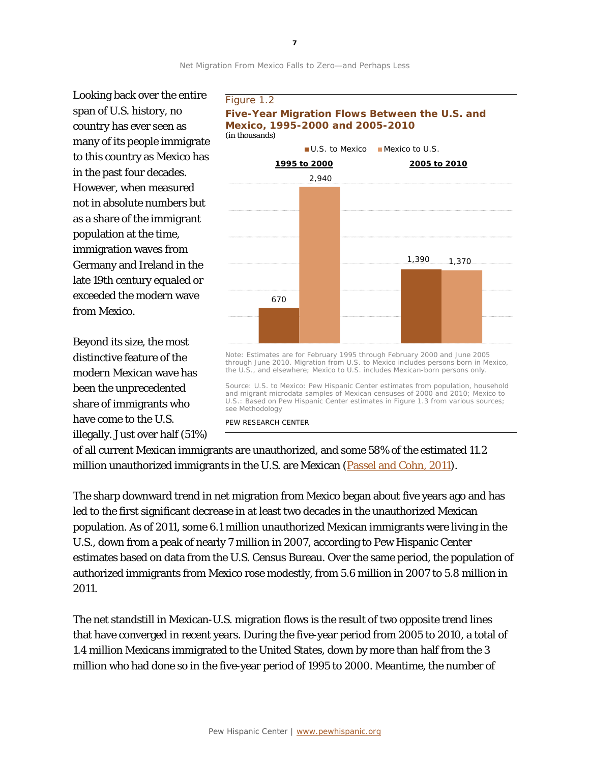Looking back over the entire span of U.S. history, no country has ever seen as many of its people immigrate to this country as Mexico has in the past four decades. However, when measured not in absolute numbers but as a share of the immigrant population at the time, immigration waves from Germany and Ireland in the late 19th century equaled or exceeded the modern wave from Mexico.

Figure 1.2

**Five-Year Migration Flows Between the U.S. and Mexico, 1995-2000 and 2005-2010**

*(in thousands)*

| | U.S. to Mexico | Mexico to U.S. |
|---|---|---|
| 1995 to 2000 | 670 | 2,940 |
| 2005 to 2010 | 1,390 | 1,370 |

Note: Estimates are for February 1995 through February 2000 and June 2005 through June 2010. Migration from U.S. to Mexico includes persons born in Mexico, the U.S., and elsewhere; Mexico to U.S. includes Mexican-born persons only.

Source: U.S. to Mexico: Pew Hispanic Center estimates from population, household and migrant microdata samples of Mexican censuses of 2000 and 2010; Mexico to U.S.: Based on Pew Hispanic Center estimates in Figure 1.3 from various sources; see Methodology

PEW RESEARCH CENTER

Beyond its size, the most distinctive feature of the modern Mexican wave has been the unprecedented share of immigrants who have come to the U.S. illegally. Just over half (51%) of all current Mexican immigrants are unauthorized, and some 58% of the estimated 11.2 million unauthorized immigrants in the U.S. are Mexican (Passel and Cohn, 2011).

The sharp downward trend in net migration from Mexico began about five years ago and has led to the first significant decrease in at least two decades in the unauthorized Mexican population. As of 2011, some 6.1 million unauthorized Mexican immigrants were living in the U.S., down from a peak of nearly 7 million in 2007, according to Pew Hispanic Center estimates based on data from the U.S. Census Bureau. Over the same period, the population of authorized immigrants from Mexico rose modestly, from 5.6 million in 2007 to 5.8 million in 2011.

The net standstill in Mexican-U.S. migration flows is the result of two opposite trend lines that have converged in recent years. During the five-year period from 2005 to 2010, a total of 1.4 million Mexicans immigrated to the United States, down by more than half from the 3 million who had done so in the five-year period of 1995 to 2000. Meantime, the number of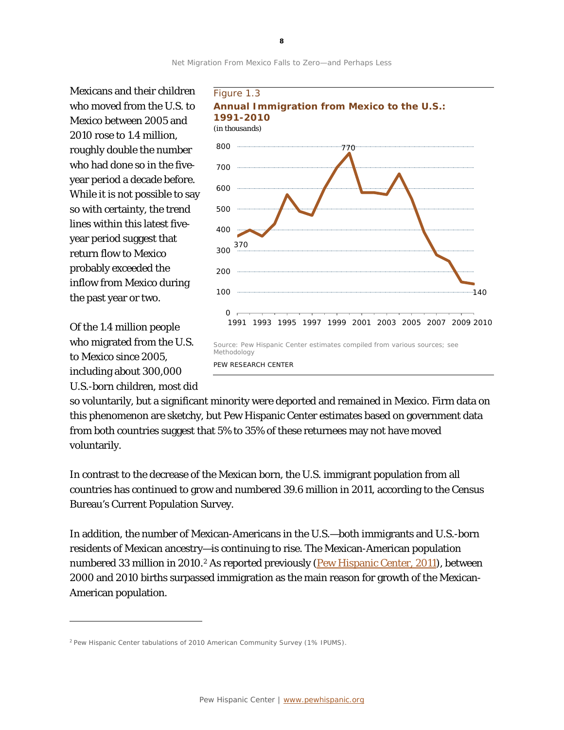Mexicans and their children who moved from the U.S. to Mexico between 2005 and 2010 rose to 1.4 million, roughly double the number who had done so in the five-year period a decade before. While it is not possible to say so with certainty, the trend lines within this latest five-year period suggest that return flow to Mexico probably exceeded the inflow from Mexico during the past year or two.

Figure 1.3

**Annual Immigration from Mexico to the U.S.: 1991-2010**

(in thousands)

Source: Pew Hispanic Center estimates compiled from various sources; see Methodology

PEW RESEARCH CENTER

Of the 1.4 million people who migrated from the U.S. to Mexico since 2005, including about 300,000 U.S.-born children, most did so voluntarily, but a significant minority were deported and remained in Mexico. Firm data on this phenomenon are sketchy, but Pew Hispanic Center estimates based on government data from both countries suggest that 5% to 35% of these returnees may not have moved voluntarily.

In contrast to the decrease of the Mexican born, the U.S. immigrant population from all countries has continued to grow and numbered 39.6 million in 2011, according to the Census Bureau's Current Population Survey.

In addition, the number of Mexican-Americans in the U.S.—both immigrants and U.S.-born residents of Mexican ancestry—is continuing to rise. The Mexican-American population numbered 33 million in 2010.[2] As reported previously (Pew Hispanic Center, 2011), between 2000 and 2010 births surpassed immigration as the main reason for growth of the Mexican-American population.

[2] Pew Hispanic Center tabulations of 2010 American Community Survey (1% IPUMS).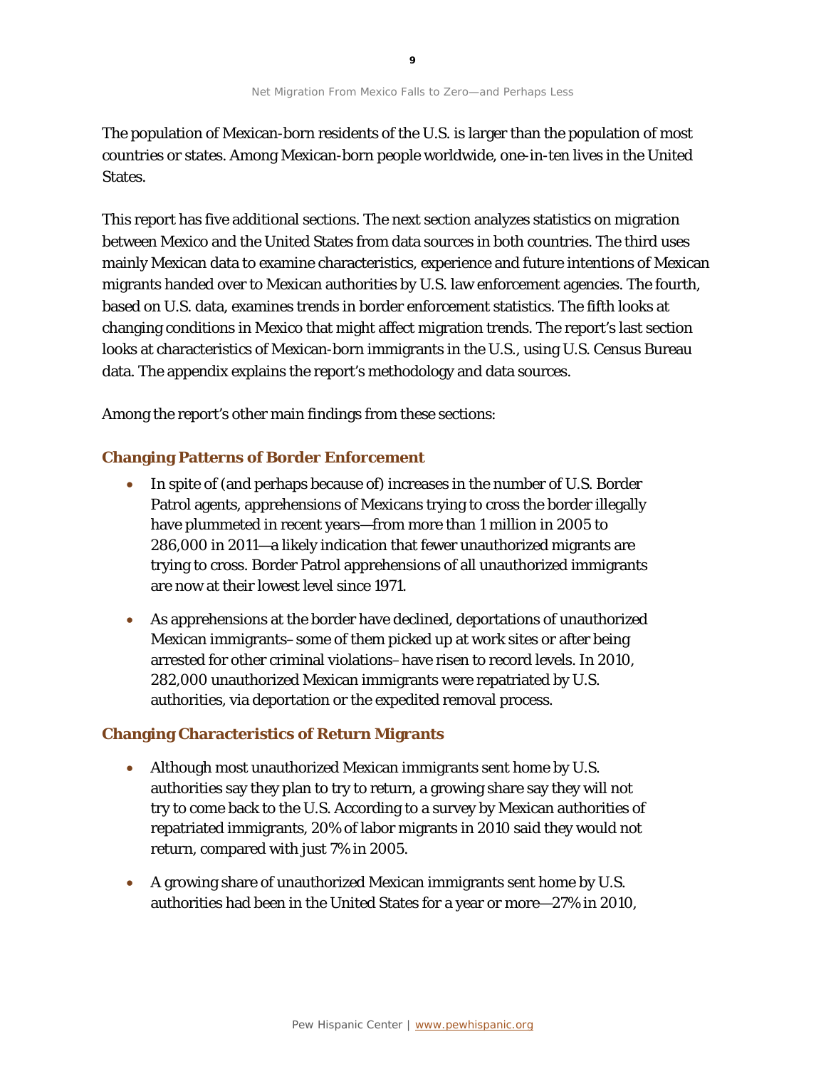The population of Mexican-born residents of the U.S. is larger than the population of most countries or states. Among Mexican-born people worldwide, one-in-ten lives in the United States.

This report has five additional sections. The next section analyzes statistics on migration between Mexico and the United States from data sources in both countries. The third uses mainly Mexican data to examine characteristics, experience and future intentions of Mexican migrants handed over to Mexican authorities by U.S. law enforcement agencies. The fourth, based on U.S. data, examines trends in border enforcement statistics. The fifth looks at changing conditions in Mexico that might affect migration trends. The report's last section looks at characteristics of Mexican-born immigrants in the U.S., using U.S. Census Bureau data. The appendix explains the report's methodology and data sources.

Among the report's other main findings from these sections:

### Changing Patterns of Border Enforcement

- In spite of (and perhaps because of) increases in the number of U.S. Border Patrol agents, apprehensions of Mexicans trying to cross the border illegally have plummeted in recent years—from more than 1 million in 2005 to 286,000 in 2011—a likely indication that fewer unauthorized migrants are trying to cross. Border Patrol apprehensions of all unauthorized immigrants are now at their lowest level since 1971.
- As apprehensions at the border have declined, deportations of unauthorized Mexican immigrants–some of them picked up at work sites or after being arrested for other criminal violations–have risen to record levels. In 2010, 282,000 unauthorized Mexican immigrants were repatriated by U.S. authorities, via deportation or the expedited removal process.

### Changing Characteristics of Return Migrants

- Although most unauthorized Mexican immigrants sent home by U.S. authorities say they plan to try to return, a growing share say they will not try to come back to the U.S. According to a survey by Mexican authorities of repatriated immigrants, 20% of labor migrants in 2010 said they would not return, compared with just 7% in 2005.
- A growing share of unauthorized Mexican immigrants sent home by U.S. authorities had been in the United States for a year or more—27% in 2010,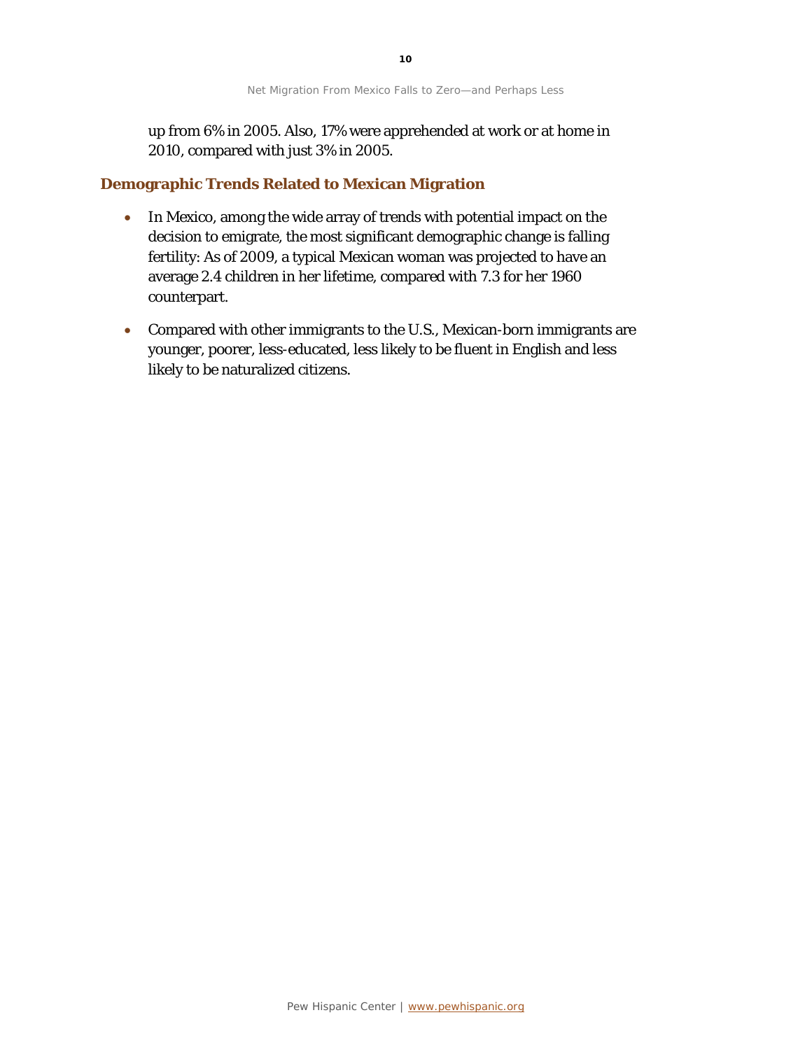up from 6% in 2005. Also, 17% were apprehended at work or at home in 2010, compared with just 3% in 2005.

## Demographic Trends Related to Mexican Migration

- In Mexico, among the wide array of trends with potential impact on the decision to emigrate, the most significant demographic change is falling fertility: As of 2009, a typical Mexican woman was projected to have an average 2.4 children in her lifetime, compared with 7.3 for her 1960 counterpart.
- Compared with other immigrants to the U.S., Mexican-born immigrants are younger, poorer, less-educated, less likely to be fluent in English and less likely to be naturalized citizens.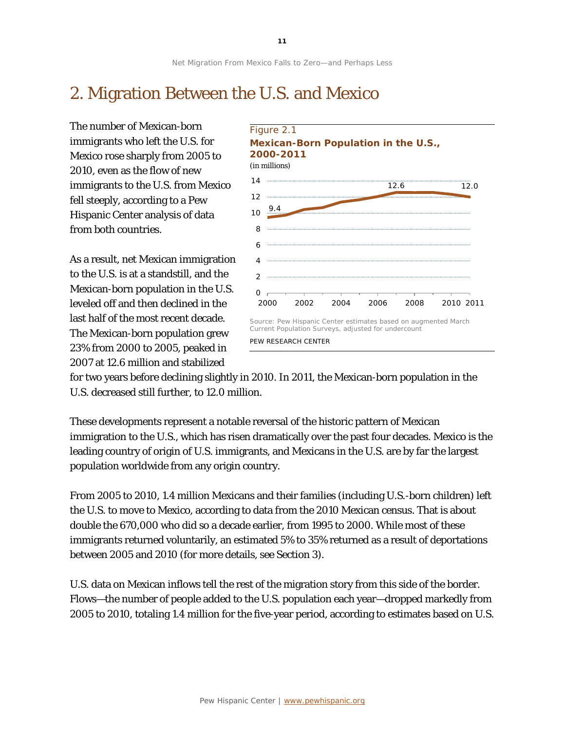# 2. Migration Between the U.S. and Mexico

The number of Mexican-born immigrants who left the U.S. for Mexico rose sharply from 2005 to 2010, even as the flow of new immigrants to the U.S. from Mexico fell steeply, according to a Pew Hispanic Center analysis of data from both countries.

As a result, net Mexican immigration to the U.S. is at a standstill, and the Mexican-born population in the U.S. leveled off and then declined in the last half of the most recent decade. The Mexican-born population grew 23% from 2000 to 2005, peaked in 2007 at 12.6 million and stabilized for two years before declining slightly in 2010. In 2011, the Mexican-born population in the U.S. decreased still further, to 12.0 million.

Figure 2.1

**Mexican-Born Population in the U.S., 2000-2011**

(in millions)

Source: Pew Hispanic Center estimates based on augmented March Current Population Surveys, adjusted for undercount

PEW RESEARCH CENTER

These developments represent a notable reversal of the historic pattern of Mexican immigration to the U.S., which has risen dramatically over the past four decades. Mexico is the leading country of origin of U.S. immigrants, and Mexicans in the U.S. are by far the largest population worldwide from any origin country.

From 2005 to 2010, 1.4 million Mexicans and their families (including U.S.-born children) left the U.S. to move to Mexico, according to data from the 2010 Mexican census. That is about double the 670,000 who did so a decade earlier, from 1995 to 2000. While most of these immigrants returned voluntarily, an estimated 5% to 35% returned as a result of deportations between 2005 and 2010 (for more details, see Section 3).

U.S. data on Mexican inflows tell the rest of the migration story from this side of the border. Flows—the number of people added to the U.S. population each year—dropped markedly from 2005 to 2010, totaling 1.4 million for the five-year period, according to estimates based on U.S.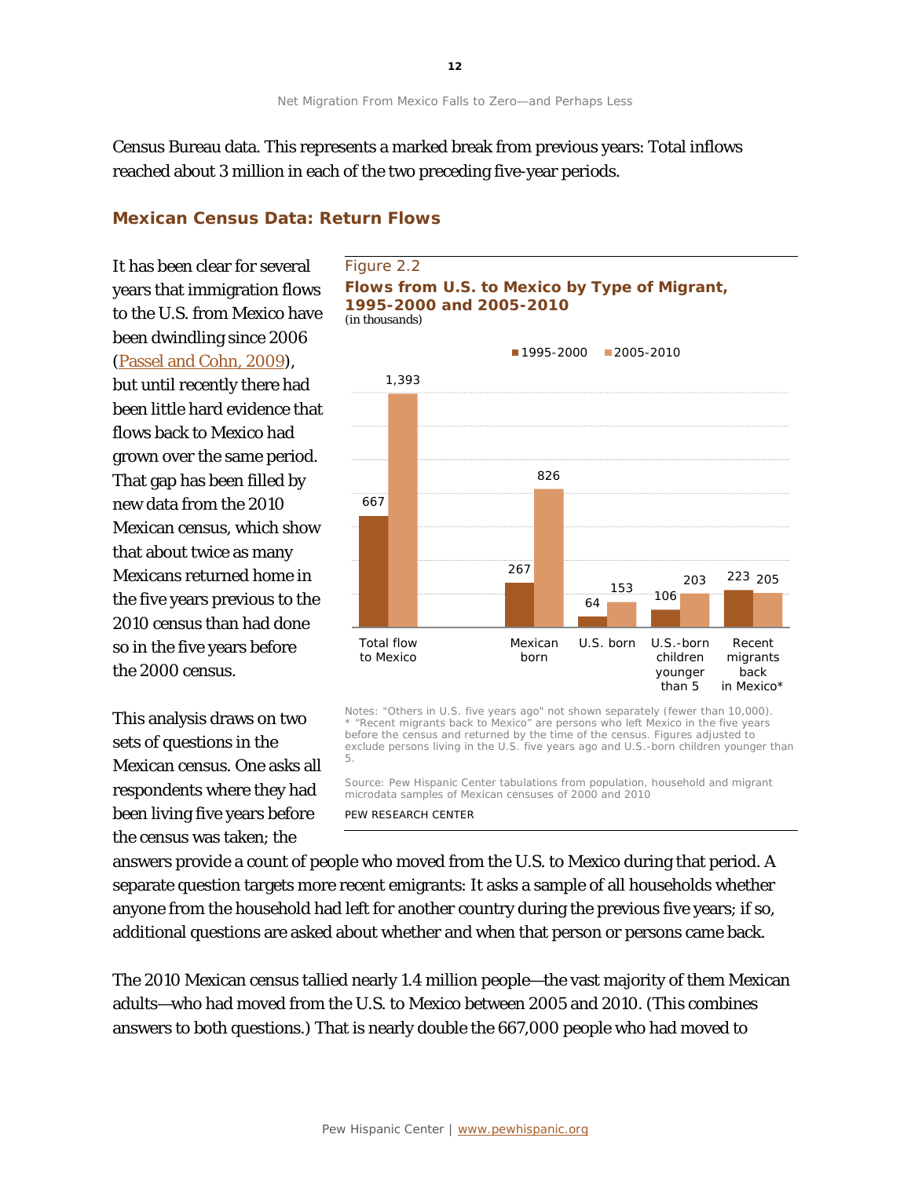Census Bureau data. This represents a marked break from previous years: Total inflows reached about 3 million in each of the two preceding five-year periods.

### Mexican Census Data: Return Flows

It has been clear for several years that immigration flows to the U.S. from Mexico have been dwindling since 2006 ([Passel and Cohn, 2009]), but until recently there had been little hard evidence that flows back to Mexico had grown over the same period. That gap has been filled by new data from the 2010 Mexican census, which show that about twice as many Mexicans returned home in the five years previous to the 2010 census than had done so in the five years before the 2000 census.

Figure 2.2

**Flows from U.S. to Mexico by Type of Migrant, 1995-2000 and 2005-2010**

(in thousands)

| | 1995-2000 | 2005-2010 |
|---|---|---|
| Total flow to Mexico | 667 | 1,393 |
| Mexican born | 267 | 826 |
| U.S. born | 64 | 153 |
| U.S.-born children younger than 5 | 106 | 203 |
| Recent migrants back in Mexico* | 223 | 205 |

Notes: "Others in U.S. five years ago" not shown separately (fewer than 10,000).
* "Recent migrants back to Mexico" are persons who left Mexico in the five years before the census and returned by the time of the census. Figures adjusted to exclude persons living in the U.S. five years ago and U.S.-born children younger than 5.

Source: Pew Hispanic Center tabulations from population, household and migrant microdata samples of Mexican censuses of 2000 and 2010

PEW RESEARCH CENTER

This analysis draws on two sets of questions in the Mexican census. One asks all respondents where they had been living five years before the census was taken; the answers provide a count of people who moved from the U.S. to Mexico during that period. A separate question targets more recent emigrants: It asks a sample of all households whether anyone from the household had left for another country during the previous five years; if so, additional questions are asked about whether and when that person or persons came back.

The 2010 Mexican census tallied nearly 1.4 million people—the vast majority of them Mexican adults—who had moved from the U.S. to Mexico between 2005 and 2010. (This combines answers to both questions.) That is nearly double the 667,000 people who had moved to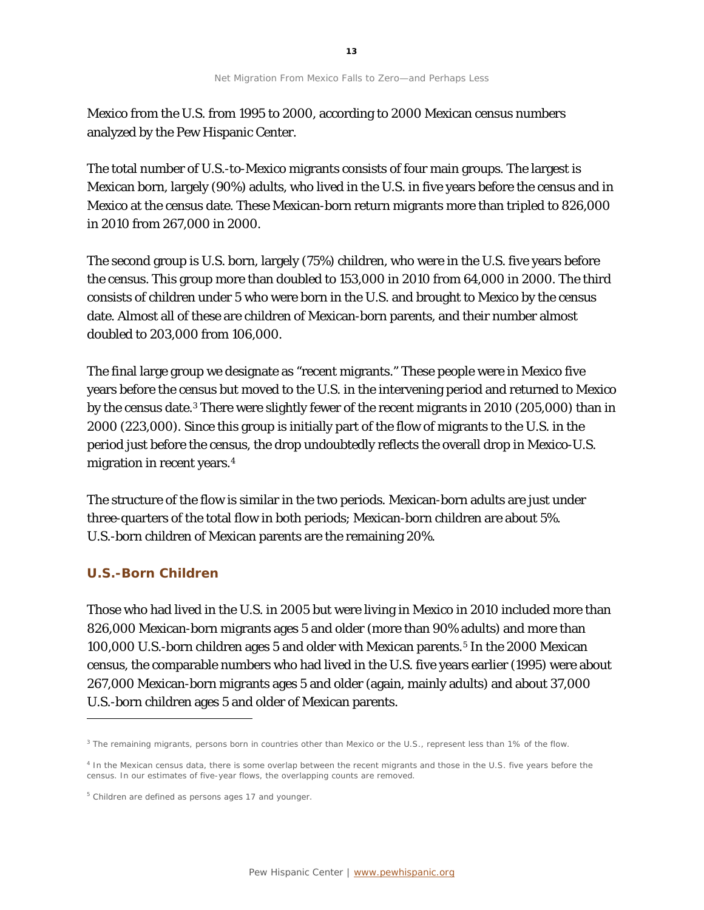Mexico from the U.S. from 1995 to 2000, according to 2000 Mexican census numbers analyzed by the Pew Hispanic Center.

The total number of U.S.-to-Mexico migrants consists of four main groups. The largest is Mexican born, largely (90%) adults, who lived in the U.S. in five years before the census and in Mexico at the census date. These Mexican-born return migrants more than tripled to 826,000 in 2010 from 267,000 in 2000.

The second group is U.S. born, largely (75%) children, who were in the U.S. five years before the census. This group more than doubled to 153,000 in 2010 from 64,000 in 2000. The third consists of children under 5 who were born in the U.S. and brought to Mexico by the census date. Almost all of these are children of Mexican-born parents, and their number almost doubled to 203,000 from 106,000.

The final large group we designate as "recent migrants." These people were in Mexico five years before the census but moved to the U.S. in the intervening period and returned to Mexico by the census date.[3] There were slightly fewer of the recent migrants in 2010 (205,000) than in 2000 (223,000). Since this group is initially part of the flow of migrants to the U.S. in the period just before the census, the drop undoubtedly reflects the overall drop in Mexico-U.S. migration in recent years.[4]

The structure of the flow is similar in the two periods. Mexican-born adults are just under three-quarters of the total flow in both periods; Mexican-born children are about 5%. U.S.-born children of Mexican parents are the remaining 20%.

### U.S.-Born Children

Those who had lived in the U.S. in 2005 but were living in Mexico in 2010 included more than 826,000 Mexican-born migrants ages 5 and older (more than 90% adults) and more than 100,000 U.S.-born children ages 5 and older with Mexican parents.[5] In the 2000 Mexican census, the comparable numbers who had lived in the U.S. five years earlier (1995) were about 267,000 Mexican-born migrants ages 5 and older (again, mainly adults) and about 37,000 U.S.-born children ages 5 and older of Mexican parents.

---

[3] The remaining migrants, persons born in countries other than Mexico or the U.S., represent less than 1% of the flow.

[4] In the Mexican census data, there is some overlap between the recent migrants and those in the U.S. five years before the census. In our estimates of five-year flows, the overlapping counts are removed.

[5] Children are defined as persons ages 17 and younger.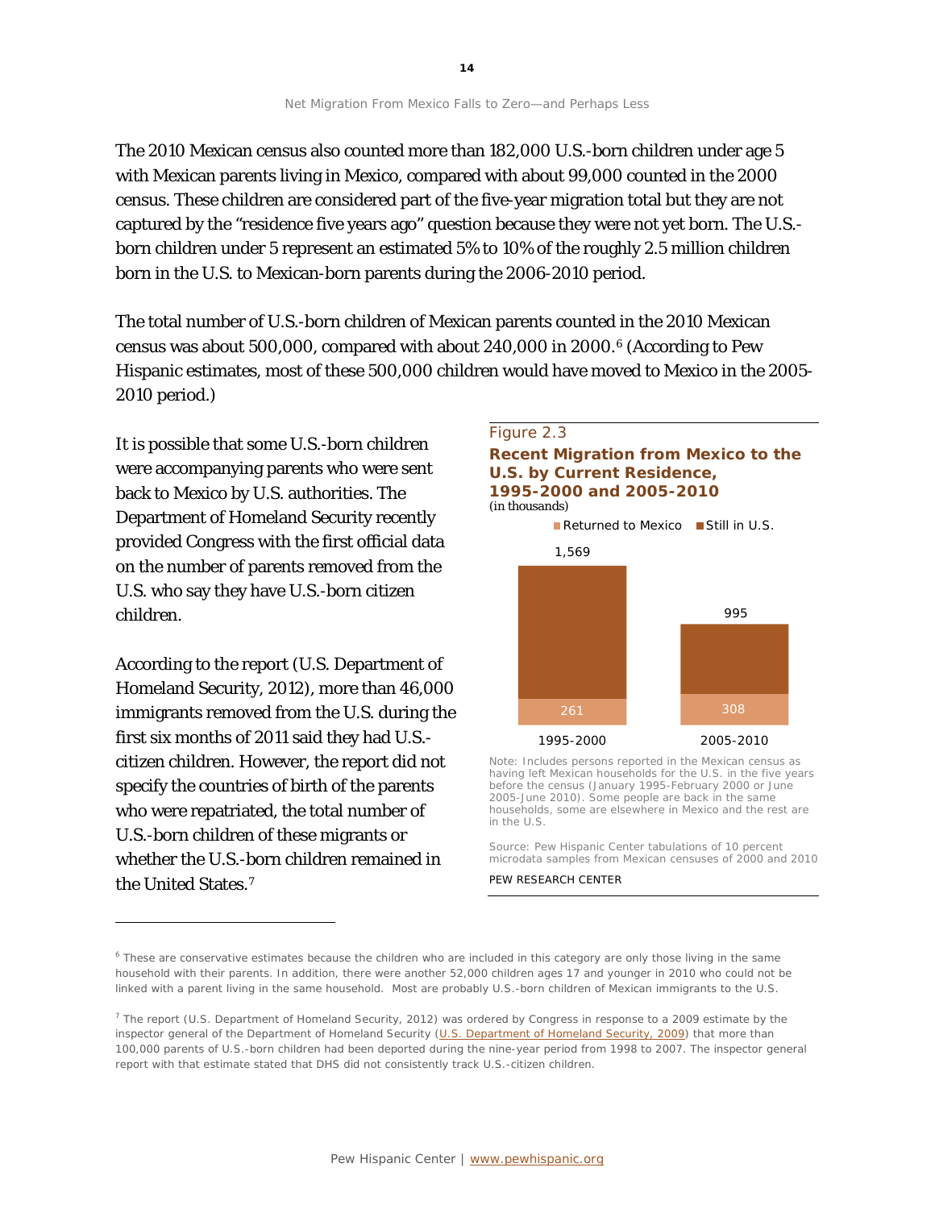The 2010 Mexican census also counted more than 182,000 U.S.-born children under age 5 with Mexican parents living in Mexico, compared with about 99,000 counted in the 2000 census. These children are considered part of the five-year migration total but they are not captured by the “residence five years ago” question because they were not yet born. The U.S.-born children under 5 represent an estimated 5% to 10% of the roughly 2.5 million children born in the U.S. to Mexican-born parents during the 2006-2010 period.

The total number of U.S.-born children of Mexican parents counted in the 2010 Mexican census was about 500,000, compared with about 240,000 in 2000.[6] (According to Pew Hispanic estimates, most of these 500,000 children would have moved to Mexico in the 2005-2010 period.)

It is possible that some U.S.-born children were accompanying parents who were sent back to Mexico by U.S. authorities. The Department of Homeland Security recently provided Congress with the first official data on the number of parents removed from the U.S. who say they have U.S.-born citizen children.

According to the report (U.S. Department of Homeland Security, 2012), more than 46,000 immigrants removed from the U.S. during the first six months of 2011 said they had U.S.-citizen children. However, the report did not specify the countries of birth of the parents who were repatriated, the total number of U.S.-born children of these migrants or whether the U.S.-born children remained in the United States.[7]

Figure 2.3

**Recent Migration from Mexico to the U.S. by Current Residence, 1995-2000 and 2005-2010**

(in thousands)

| | Returned to Mexico | Still in U.S. | Total |
|---|---|---|---|
| 1995-2000 | 261 | | 1,569 |
| 2005-2010 | 308 | | 995 |

Note: Includes persons reported in the Mexican census as having left Mexican households for the U.S. in the five years before the census (January 1995-February 2000 or June 2005-June 2010). Some people are back in the same households, some are elsewhere in Mexico and the rest are in the U.S.

Source: Pew Hispanic Center tabulations of 10 percent microdata samples from Mexican censuses of 2000 and 2010

PEW RESEARCH CENTER

---

[6] These are conservative estimates because the children who are included in this category are only those living in the same household with their parents. In addition, there were another 52,000 children ages 17 and younger in 2010 who could not be linked with a parent living in the same household. Most are probably U.S.-born children of Mexican immigrants to the U.S.

[7] The report (U.S. Department of Homeland Security, 2012) was ordered by Congress in response to a 2009 estimate by the inspector general of the Department of Homeland Security (U.S. Department of Homeland Security, 2009) that more than 100,000 parents of U.S.-born children had been deported during the nine-year period from 1998 to 2007. The inspector general report with that estimate stated that DHS did not consistently track U.S.-citizen children.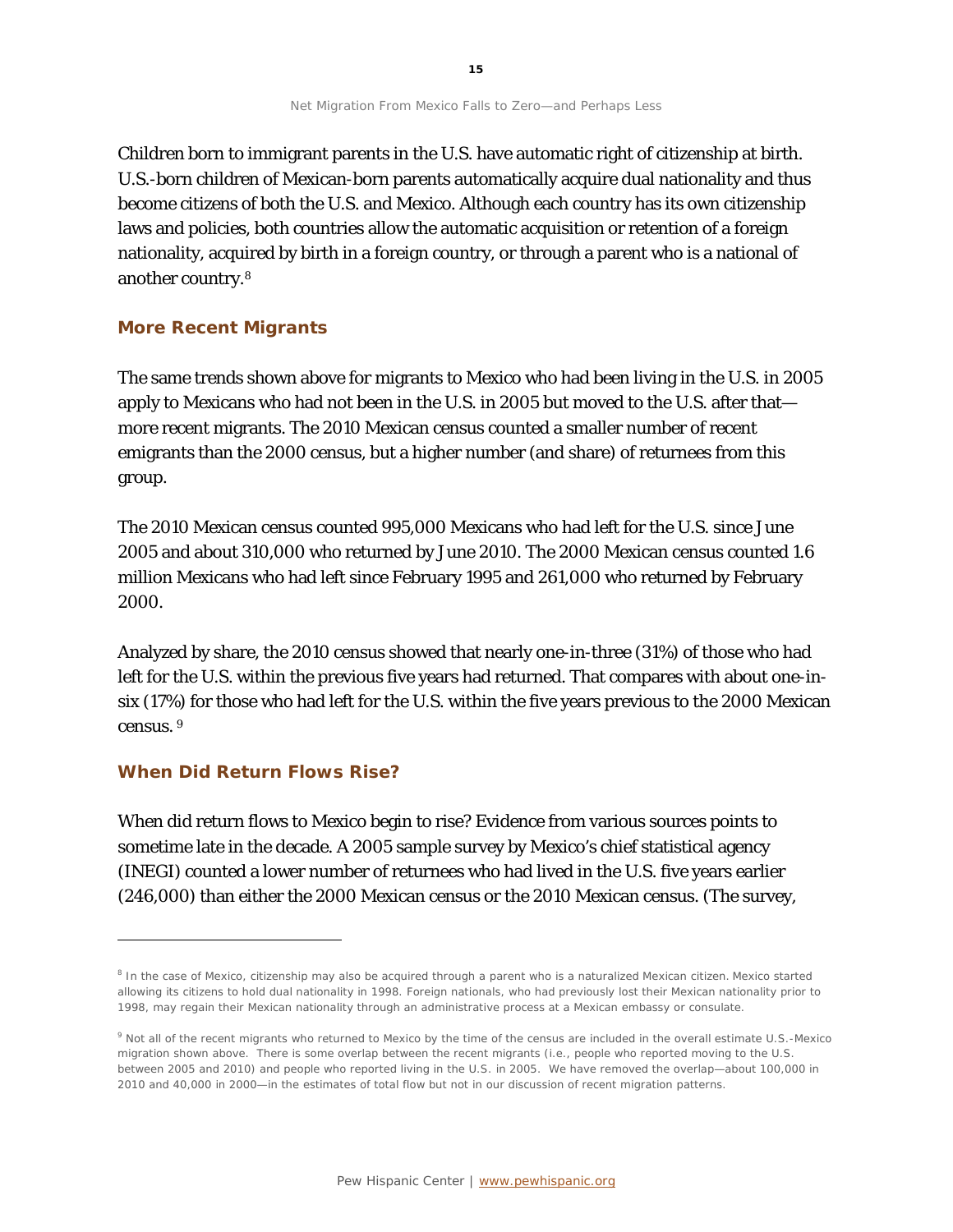Children born to immigrant parents in the U.S. have automatic right of citizenship at birth. U.S.-born children of Mexican-born parents automatically acquire dual nationality and thus become citizens of both the U.S. and Mexico. Although each country has its own citizenship laws and policies, both countries allow the automatic acquisition or retention of a foreign nationality, acquired by birth in a foreign country, or through a parent who is a national of another country.[8]

### More Recent Migrants

The same trends shown above for migrants to Mexico who had been living in the U.S. in 2005 apply to Mexicans who had not been in the U.S. in 2005 but moved to the U.S. after that—more recent migrants. The 2010 Mexican census counted a smaller number of recent emigrants than the 2000 census, but a higher number (and share) of returnees from this group.

The 2010 Mexican census counted 995,000 Mexicans who had left for the U.S. since June 2005 and about 310,000 who returned by June 2010. The 2000 Mexican census counted 1.6 million Mexicans who had left since February 1995 and 261,000 who returned by February 2000.

Analyzed by share, the 2010 census showed that nearly one-in-three (31%) of those who had left for the U.S. within the previous five years had returned. That compares with about one-in-six (17%) for those who had left for the U.S. within the five years previous to the 2000 Mexican census. [9]

### When Did Return Flows Rise?

When did return flows to Mexico begin to rise? Evidence from various sources points to sometime late in the decade. A 2005 sample survey by Mexico's chief statistical agency (INEGI) counted a lower number of returnees who had lived in the U.S. five years earlier (246,000) than either the 2000 Mexican census or the 2010 Mexican census. (The survey,

---

[8] In the case of Mexico, citizenship may also be acquired through a parent who is a naturalized Mexican citizen. Mexico started allowing its citizens to hold dual nationality in 1998. Foreign nationals, who had previously lost their Mexican nationality prior to 1998, may regain their Mexican nationality through an administrative process at a Mexican embassy or consulate.

[9] Not all of the recent migrants who returned to Mexico by the time of the census are included in the overall estimate U.S.-Mexico migration shown above. There is some overlap between the recent migrants (i.e., people who reported moving to the U.S. between 2005 and 2010) and people who reported living in the U.S. in 2005. We have removed the overlap—about 100,000 in 2010 and 40,000 in 2000—in the estimates of total flow but not in our discussion of recent migration patterns.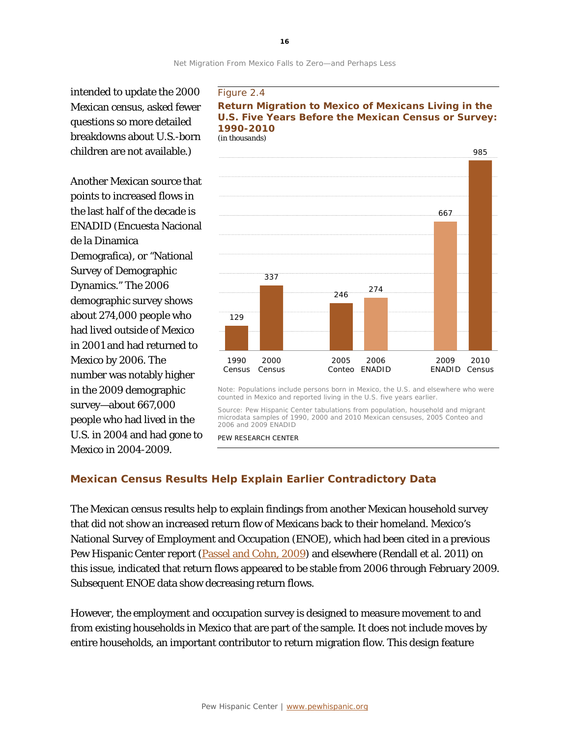intended to update the 2000 Mexican census, asked fewer questions so more detailed breakdowns about U.S.-born children are not available.)

Another Mexican source that points to increased flows in the last half of the decade is ENADID (Encuesta Nacional de la Dinamica Demografica), or "National Survey of Demographic Dynamics." The 2006 demographic survey shows about 274,000 people who had lived outside of Mexico in 2001 and had returned to Mexico by 2006. The number was notably higher in the 2009 demographic survey—about 667,000 people who had lived in the U.S. in 2004 and had gone to Mexico in 2004-2009.

Figure 2.4

**Return Migration to Mexico of Mexicans Living in the U.S. Five Years Before the Mexican Census or Survey: 1990-2010**

*(in thousands)*

| Source | Value |
|---|---|
| 1990 Census | 129 |
| 2000 Census | 337 |
| 2005 Conteo | 246 |
| 2006 ENADID | 274 |
| 2009 ENADID | 667 |
| 2010 Census | 985 |

Note: Populations include persons born in Mexico, the U.S. and elsewhere who were counted in Mexico and reported living in the U.S. five years earlier.

Source: Pew Hispanic Center tabulations from population, household and migrant microdata samples of 1990, 2000 and 2010 Mexican censuses, 2005 Conteo and 2006 and 2009 ENADID

PEW RESEARCH CENTER

## Mexican Census Results Help Explain Earlier Contradictory Data

The Mexican census results help to explain findings from another Mexican household survey that did not show an increased return flow of Mexicans back to their homeland. Mexico's National Survey of Employment and Occupation (ENOE), which had been cited in a previous Pew Hispanic Center report (Passel and Cohn, 2009) and elsewhere (Rendall et al. 2011) on this issue, indicated that return flows appeared to be stable from 2006 through February 2009. Subsequent ENOE data show decreasing return flows.

However, the employment and occupation survey is designed to measure movement to and from existing households in Mexico that are part of the sample. It does not include moves by entire households, an important contributor to return migration flow. This design feature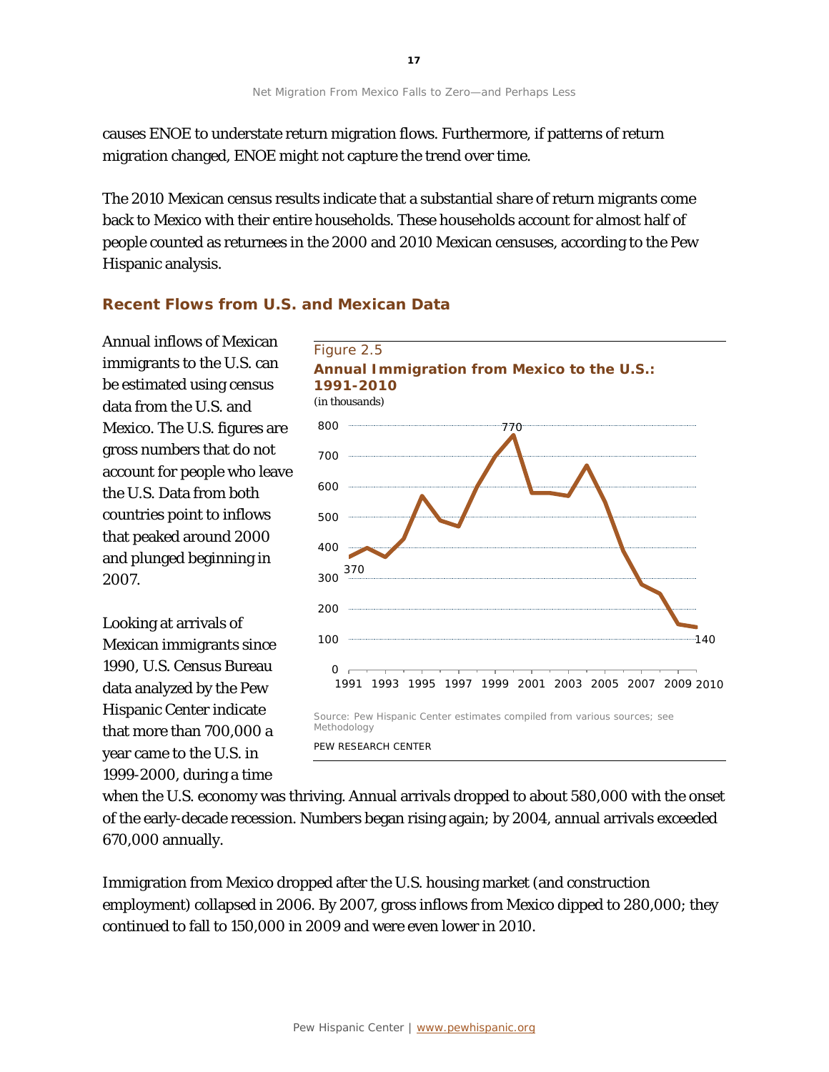causes ENOE to understate return migration flows. Furthermore, if patterns of return migration changed, ENOE might not capture the trend over time.

The 2010 Mexican census results indicate that a substantial share of return migrants come back to Mexico with their entire households. These households account for almost half of people counted as returnees in the 2000 and 2010 Mexican censuses, according to the Pew Hispanic analysis.

### Recent Flows from U.S. and Mexican Data

Annual inflows of Mexican immigrants to the U.S. can be estimated using census data from the U.S. and Mexico. The U.S. figures are gross numbers that do not account for people who leave the U.S. Data from both countries point to inflows that peaked around 2000 and plunged beginning in 2007.

Figure 2.5

**Annual Immigration from Mexico to the U.S.: 1991-2010**

(in thousands)

Source: Pew Hispanic Center estimates compiled from various sources; see Methodology

PEW RESEARCH CENTER

Looking at arrivals of Mexican immigrants since 1990, U.S. Census Bureau data analyzed by the Pew Hispanic Center indicate that more than 700,000 a year came to the U.S. in 1999-2000, during a time when the U.S. economy was thriving. Annual arrivals dropped to about 580,000 with the onset of the early-decade recession. Numbers began rising again; by 2004, annual arrivals exceeded 670,000 annually.

Immigration from Mexico dropped after the U.S. housing market (and construction employment) collapsed in 2006. By 2007, gross inflows from Mexico dipped to 280,000; they continued to fall to 150,000 in 2009 and were even lower in 2010.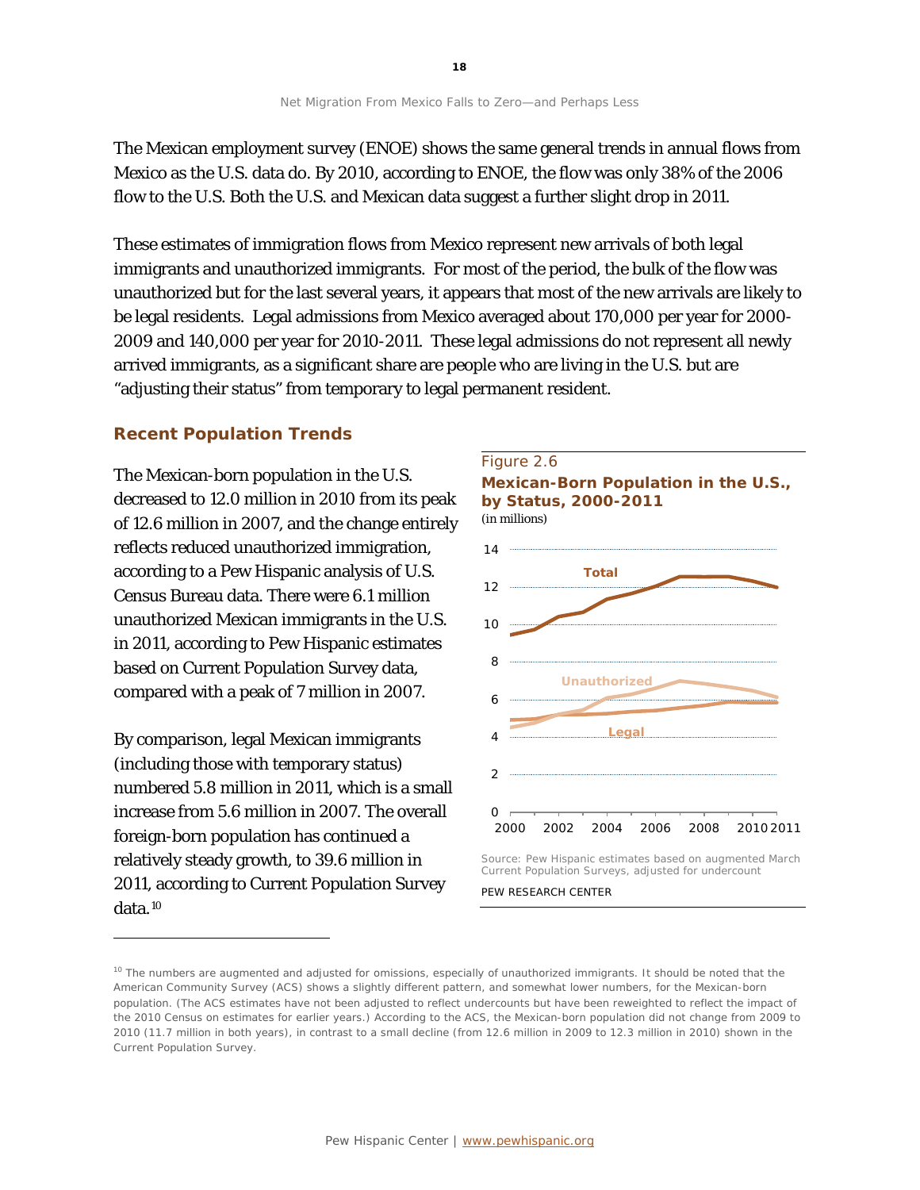The Mexican employment survey (ENOE) shows the same general trends in annual flows from Mexico as the U.S. data do. By 2010, according to ENOE, the flow was only 38% of the 2006 flow to the U.S. Both the U.S. and Mexican data suggest a further slight drop in 2011.

These estimates of immigration flows from Mexico represent new arrivals of both legal immigrants and unauthorized immigrants. For most of the period, the bulk of the flow was unauthorized but for the last several years, it appears that most of the new arrivals are likely to be legal residents. Legal admissions from Mexico averaged about 170,000 per year for 2000-2009 and 140,000 per year for 2010-2011. These legal admissions do not represent all newly arrived immigrants, as a significant share are people who are living in the U.S. but are "adjusting their status" from temporary to legal permanent resident.

### Recent Population Trends

The Mexican-born population in the U.S. decreased to 12.0 million in 2010 from its peak of 12.6 million in 2007, and the change entirely reflects reduced unauthorized immigration, according to a Pew Hispanic analysis of U.S. Census Bureau data. There were 6.1 million unauthorized Mexican immigrants in the U.S. in 2011, according to Pew Hispanic estimates based on Current Population Survey data, compared with a peak of 7 million in 2007.

By comparison, legal Mexican immigrants (including those with temporary status) numbered 5.8 million in 2011, which is a small increase from 5.6 million in 2007. The overall foreign-born population has continued a relatively steady growth, to 39.6 million in 2011, according to Current Population Survey data.[10]

Figure 2.6

**Mexican-Born Population in the U.S., by Status, 2000-2011**

(in millions)

Source: Pew Hispanic estimates based on augmented March Current Population Surveys, adjusted for undercount

PEW RESEARCH CENTER

[10] The numbers are augmented and adjusted for omissions, especially of unauthorized immigrants. It should be noted that the American Community Survey (ACS) shows a slightly different pattern, and somewhat lower numbers, for the Mexican-born population. (The ACS estimates have not been adjusted to reflect undercounts but have been reweighted to reflect the impact of the 2010 Census on estimates for earlier years.) According to the ACS, the Mexican-born population did not change from 2009 to 2010 (11.7 million in both years), in contrast to a small decline (from 12.6 million in 2009 to 12.3 million in 2010) shown in the Current Population Survey.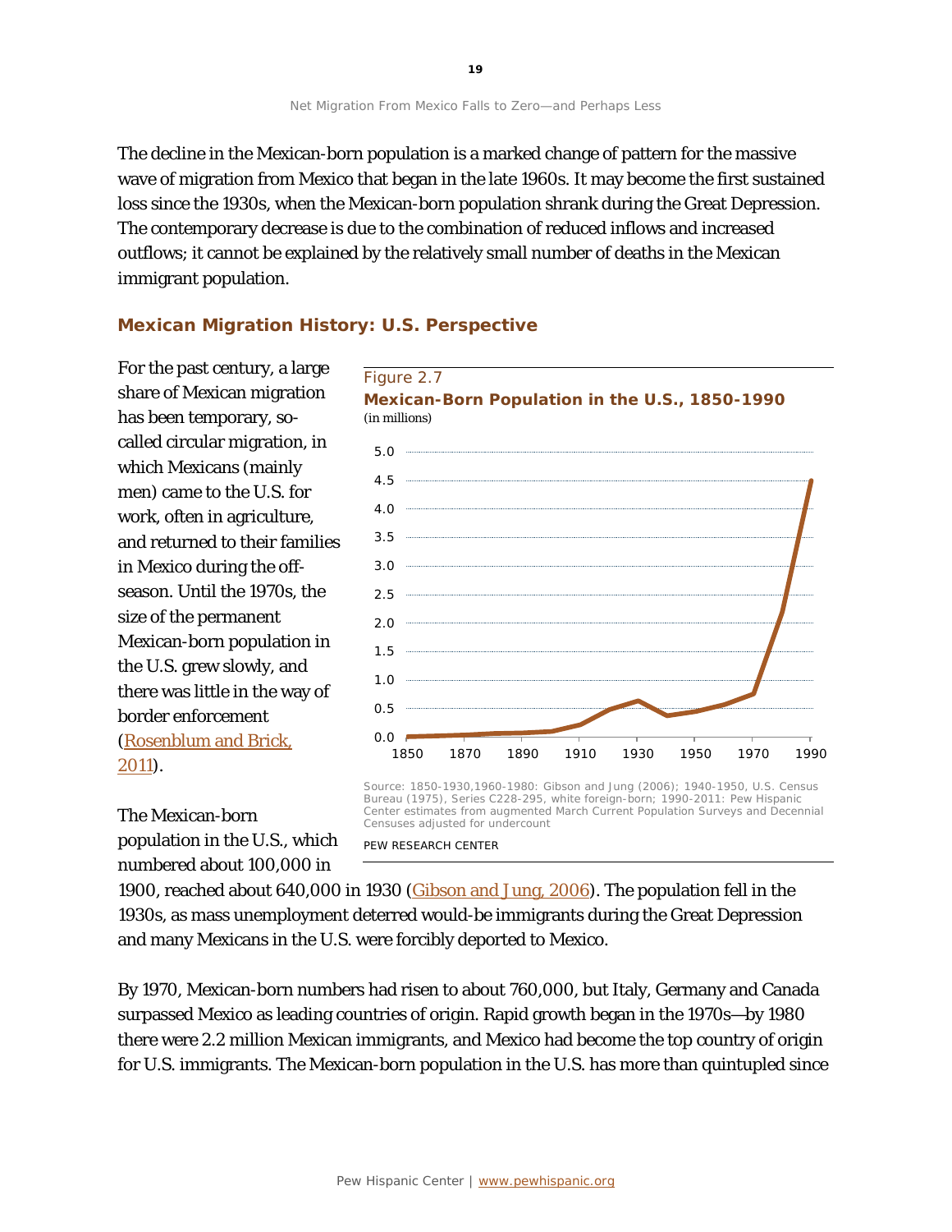The decline in the Mexican-born population is a marked change of pattern for the massive wave of migration from Mexico that began in the late 1960s. It may become the first sustained loss since the 1930s, when the Mexican-born population shrank during the Great Depression. The contemporary decrease is due to the combination of reduced inflows and increased outflows; it cannot be explained by the relatively small number of deaths in the Mexican immigrant population.

## Mexican Migration History: U.S. Perspective

For the past century, a large share of Mexican migration has been temporary, so-called circular migration, in which Mexicans (mainly men) came to the U.S. for work, often in agriculture, and returned to their families in Mexico during the off-season. Until the 1970s, the size of the permanent Mexican-born population in the U.S. grew slowly, and there was little in the way of border enforcement (Rosenblum and Brick, 2011).

Figure 2.7

**Mexican-Born Population in the U.S., 1850-1990**

(in millions)

Source: 1850-1930,1960-1980: Gibson and Jung (2006); 1940-1950, U.S. Census Bureau (1975), Series C228-295, white foreign-born; 1990-2011: Pew Hispanic Center estimates from augmented March Current Population Surveys and Decennial Censuses adjusted for undercount

PEW RESEARCH CENTER

The Mexican-born population in the U.S., which numbered about 100,000 in 1900, reached about 640,000 in 1930 (Gibson and Jung, 2006). The population fell in the 1930s, as mass unemployment deterred would-be immigrants during the Great Depression and many Mexicans in the U.S. were forcibly deported to Mexico.

By 1970, Mexican-born numbers had risen to about 760,000, but Italy, Germany and Canada surpassed Mexico as leading countries of origin. Rapid growth began in the 1970s—by 1980 there were 2.2 million Mexican immigrants, and Mexico had become the top country of origin for U.S. immigrants. The Mexican-born population in the U.S. has more than quintupled since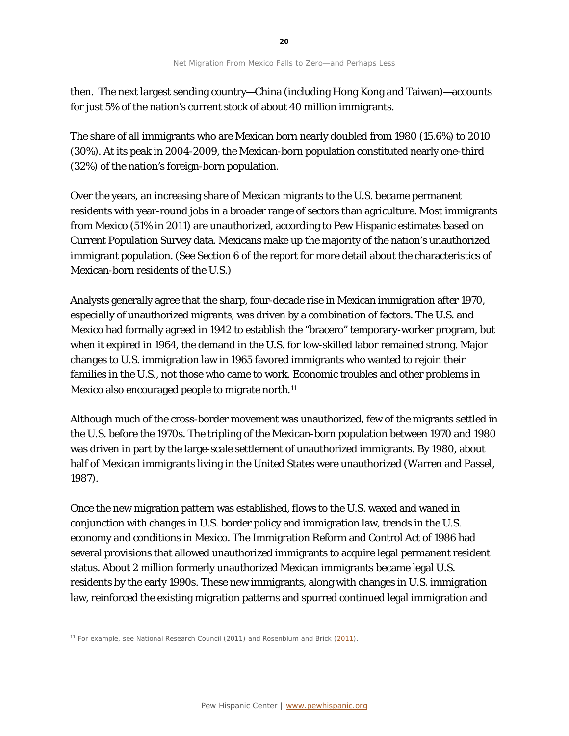then. The next largest sending country—China (including Hong Kong and Taiwan)—accounts for just 5% of the nation's current stock of about 40 million immigrants.

The share of all immigrants who are Mexican born nearly doubled from 1980 (15.6%) to 2010 (30%). At its peak in 2004-2009, the Mexican-born population constituted nearly one-third (32%) of the nation's foreign-born population.

Over the years, an increasing share of Mexican migrants to the U.S. became permanent residents with year-round jobs in a broader range of sectors than agriculture. Most immigrants from Mexico (51% in 2011) are unauthorized, according to Pew Hispanic estimates based on Current Population Survey data. Mexicans make up the majority of the nation's unauthorized immigrant population. (See Section 6 of the report for more detail about the characteristics of Mexican-born residents of the U.S.)

Analysts generally agree that the sharp, four-decade rise in Mexican immigration after 1970, especially of unauthorized migrants, was driven by a combination of factors. The U.S. and Mexico had formally agreed in 1942 to establish the "bracero" temporary-worker program, but when it expired in 1964, the demand in the U.S. for low-skilled labor remained strong. Major changes to U.S. immigration law in 1965 favored immigrants who wanted to rejoin their families in the U.S., not those who came to work. Economic troubles and other problems in Mexico also encouraged people to migrate north.[11]

Although much of the cross-border movement was unauthorized, few of the migrants settled in the U.S. before the 1970s. The tripling of the Mexican-born population between 1970 and 1980 was driven in part by the large-scale settlement of unauthorized immigrants. By 1980, about half of Mexican immigrants living in the United States were unauthorized (Warren and Passel, 1987).

Once the new migration pattern was established, flows to the U.S. waxed and waned in conjunction with changes in U.S. border policy and immigration law, trends in the U.S. economy and conditions in Mexico. The Immigration Reform and Control Act of 1986 had several provisions that allowed unauthorized immigrants to acquire legal permanent resident status. About 2 million formerly unauthorized Mexican immigrants became legal U.S. residents by the early 1990s. These new immigrants, along with changes in U.S. immigration law, reinforced the existing migration patterns and spurred continued legal immigration and

---

[11] For example, see National Research Council (2011) and Rosenblum and Brick (2011).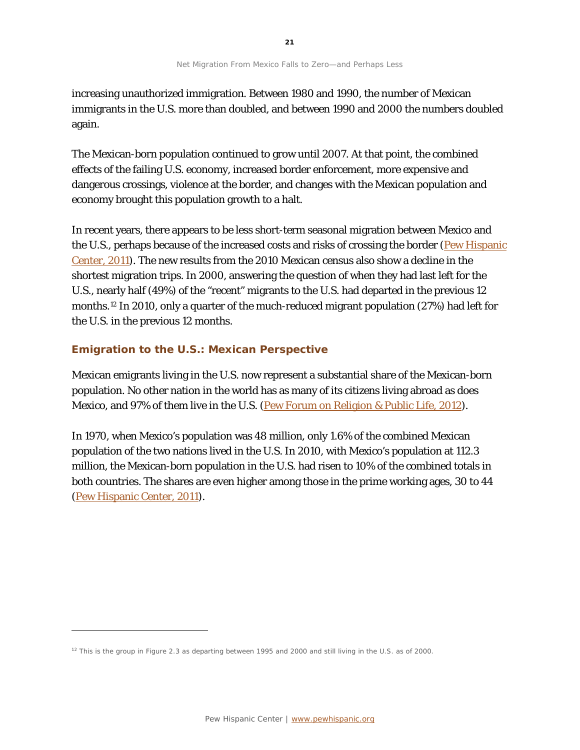increasing unauthorized immigration. Between 1980 and 1990, the number of Mexican immigrants in the U.S. more than doubled, and between 1990 and 2000 the numbers doubled again.

The Mexican-born population continued to grow until 2007. At that point, the combined effects of the failing U.S. economy, increased border enforcement, more expensive and dangerous crossings, violence at the border, and changes with the Mexican population and economy brought this population growth to a halt.

In recent years, there appears to be less short-term seasonal migration between Mexico and the U.S., perhaps because of the increased costs and risks of crossing the border (Pew Hispanic Center, 2011). The new results from the 2010 Mexican census also show a decline in the shortest migration trips. In 2000, answering the question of when they had last left for the U.S., nearly half (49%) of the "recent" migrants to the U.S. had departed in the previous 12 months.[12] In 2010, only a quarter of the much-reduced migrant population (27%) had left for the U.S. in the previous 12 months.

### Emigration to the U.S.: Mexican Perspective

Mexican emigrants living in the U.S. now represent a substantial share of the Mexican-born population. No other nation in the world has as many of its citizens living abroad as does Mexico, and 97% of them live in the U.S. (Pew Forum on Religion & Public Life, 2012).

In 1970, when Mexico's population was 48 million, only 1.6% of the combined Mexican population of the two nations lived in the U.S. In 2010, with Mexico's population at 112.3 million, the Mexican-born population in the U.S. had risen to 10% of the combined totals in both countries. The shares are even higher among those in the prime working ages, 30 to 44 (Pew Hispanic Center, 2011).

---

[12] This is the group in Figure 2.3 as departing between 1995 and 2000 and still living in the U.S. as of 2000.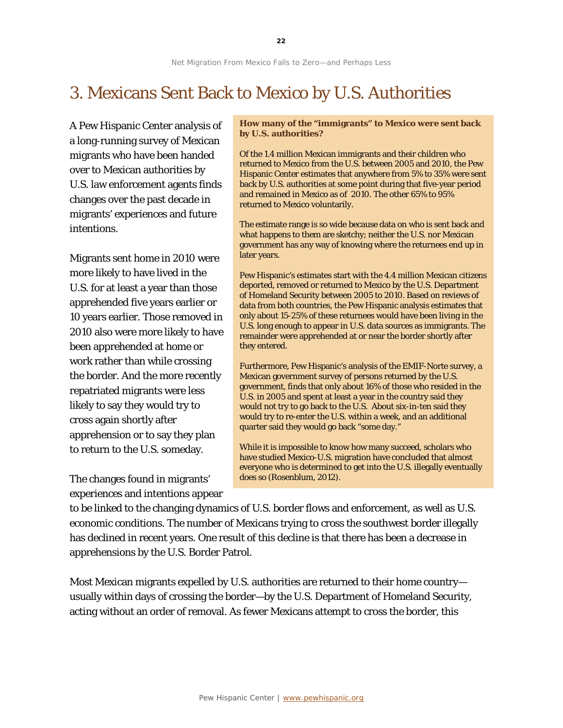# 3. Mexicans Sent Back to Mexico by U.S. Authorities

A Pew Hispanic Center analysis of a long-running survey of Mexican migrants who have been handed over to Mexican authorities by U.S. law enforcement agents finds changes over the past decade in migrants' experiences and future intentions.

Migrants sent home in 2010 were more likely to have lived in the U.S. for at least a year than those apprehended five years earlier or 10 years earlier. Those removed in 2010 also were more likely to have been apprehended at home or work rather than while crossing the border. And the more recently repatriated migrants were less likely to say they would try to cross again shortly after apprehension or to say they plan to return to the U.S. someday.

> **How many of the "immigrants" to Mexico were sent back by U.S. authorities?**
>
> Of the 1.4 million Mexican immigrants and their children who returned to Mexico from the U.S. between 2005 and 2010, the Pew Hispanic Center estimates that anywhere from 5% to 35% were sent back by U.S. authorities at some point during that five-year period and remained in Mexico as of 2010. The other 65% to 95% returned to Mexico voluntarily.
>
> The estimate range is so wide because data on who is sent back and what happens to them are sketchy; neither the U.S. nor Mexican government has any way of knowing where the returnees end up in later years.
>
> Pew Hispanic's estimates start with the 4.4 million Mexican citizens deported, removed or returned to Mexico by the U.S. Department of Homeland Security between 2005 to 2010. Based on reviews of data from both countries, the Pew Hispanic analysis estimates that only about 15-25% of these returnees would have been living in the U.S. long enough to appear in U.S. data sources as immigrants. The remainder were apprehended at or near the border shortly after they entered.
>
> Furthermore, Pew Hispanic's analysis of the EMIF-Norte survey, a Mexican government survey of persons returned by the U.S. government, finds that only about 16% of those who resided in the U.S. in 2005 and spent at least a year in the country said they would not try to go back to the U.S. About six-in-ten said they would try to re-enter the U.S. within a week, and an additional quarter said they would go back "some day."
>
> While it is impossible to know how many succeed, scholars who have studied Mexico-U.S. migration have concluded that almost everyone who is determined to get into the U.S. illegally eventually does so (Rosenblum, 2012).

The changes found in migrants' experiences and intentions appear to be linked to the changing dynamics of U.S. border flows and enforcement, as well as U.S. economic conditions. The number of Mexicans trying to cross the southwest border illegally has declined in recent years. One result of this decline is that there has been a decrease in apprehensions by the U.S. Border Patrol.

Most Mexican migrants expelled by U.S. authorities are returned to their home country—usually within days of crossing the border—by the U.S. Department of Homeland Security, acting without an order of removal. As fewer Mexicans attempt to cross the border, this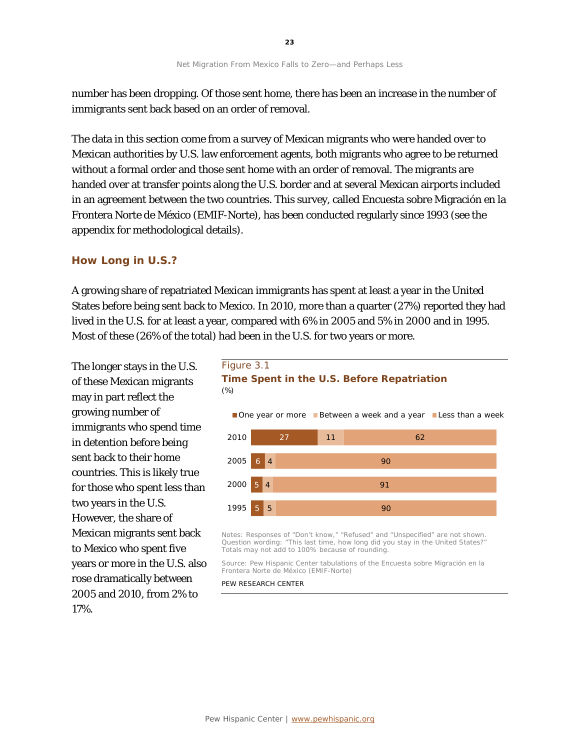number has been dropping. Of those sent home, there has been an increase in the number of immigrants sent back based on an order of removal.

The data in this section come from a survey of Mexican migrants who were handed over to Mexican authorities by U.S. law enforcement agents, both migrants who agree to be returned without a formal order and those sent home with an order of removal. The migrants are handed over at transfer points along the U.S. border and at several Mexican airports included in an agreement between the two countries. This survey, called Encuesta sobre Migración en la Frontera Norte de México (EMIF-Norte), has been conducted regularly since 1993 (see the appendix for methodological details).

### How Long in U.S.?

A growing share of repatriated Mexican immigrants has spent at least a year in the United States before being sent back to Mexico. In 2010, more than a quarter (27%) reported they had lived in the U.S. for at least a year, compared with 6% in 2005 and 5% in 2000 and in 1995. Most of these (26% of the total) had been in the U.S. for two years or more.

The longer stays in the U.S. of these Mexican migrants may in part reflect the growing number of immigrants who spend time in detention before being sent back to their home countries. This is likely true for those who spent less than two years in the U.S. However, the share of Mexican migrants sent back to Mexico who spent five years or more in the U.S. also rose dramatically between 2005 and 2010, from 2% to 17%.

Figure 3.1

**Time Spent in the U.S. Before Repatriation**

(%)

| | One year or more | Between a week and a year | Less than a week |
|---|---|---|---|
| 2010 | 27 | 11 | 62 |
| 2005 | 6 | 4 | 90 |
| 2000 | 5 | 4 | 91 |
| 1995 | 5 | 5 | 90 |

Notes: Responses of "Don't know," "Refused" and "Unspecified" are not shown. Question wording: "This last time, how long did you stay in the United States?" Totals may not add to 100% because of rounding.

Source: Pew Hispanic Center tabulations of the Encuesta sobre Migración en la Frontera Norte de México (EMIF-Norte)

PEW RESEARCH CENTER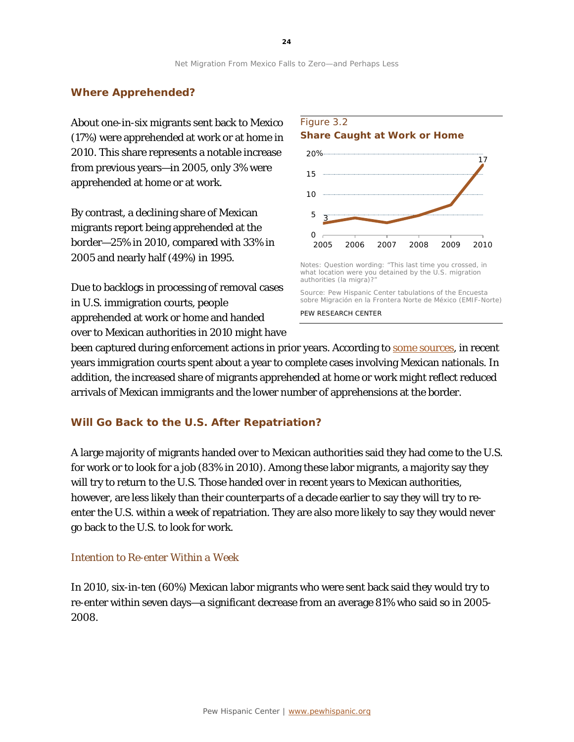## Where Apprehended?

About one-in-six migrants sent back to Mexico (17%) were apprehended at work or at home in 2010. This share represents a notable increase from previous years—in 2005, only 3% were apprehended at home or at work.

By contrast, a declining share of Mexican migrants report being apprehended at the border—25% in 2010, compared with 33% in 2005 and nearly half (49%) in 1995.

Due to backlogs in processing of removal cases in U.S. immigration courts, people apprehended at work or home and handed over to Mexican authorities in 2010 might have been captured during enforcement actions in prior years. According to some sources, in recent years immigration courts spent about a year to complete cases involving Mexican nationals. In addition, the increased share of migrants apprehended at home or work might reflect reduced arrivals of Mexican immigrants and the lower number of apprehensions at the border.

Figure 3.2

**Share Caught at Work or Home**

Notes: Question wording: "This last time you crossed, in what location were you detained by the U.S. migration authorities (la migra)?"

Source: Pew Hispanic Center tabulations of the Encuesta sobre Migración en la Frontera Norte de México (EMIF-Norte)

PEW RESEARCH CENTER

## Will Go Back to the U.S. After Repatriation?

A large majority of migrants handed over to Mexican authorities said they had come to the U.S. for work or to look for a job (83% in 2010). Among these labor migrants, a majority say they will try to return to the U.S. Those handed over in recent years to Mexican authorities, however, are less likely than their counterparts of a decade earlier to say they will try to re-enter the U.S. within a week of repatriation. They are also more likely to say they would never go back to the U.S. to look for work.

### Intention to Re-enter Within a Week

In 2010, six-in-ten (60%) Mexican labor migrants who were sent back said they would try to re-enter within seven days—a significant decrease from an average 81% who said so in 2005-2008.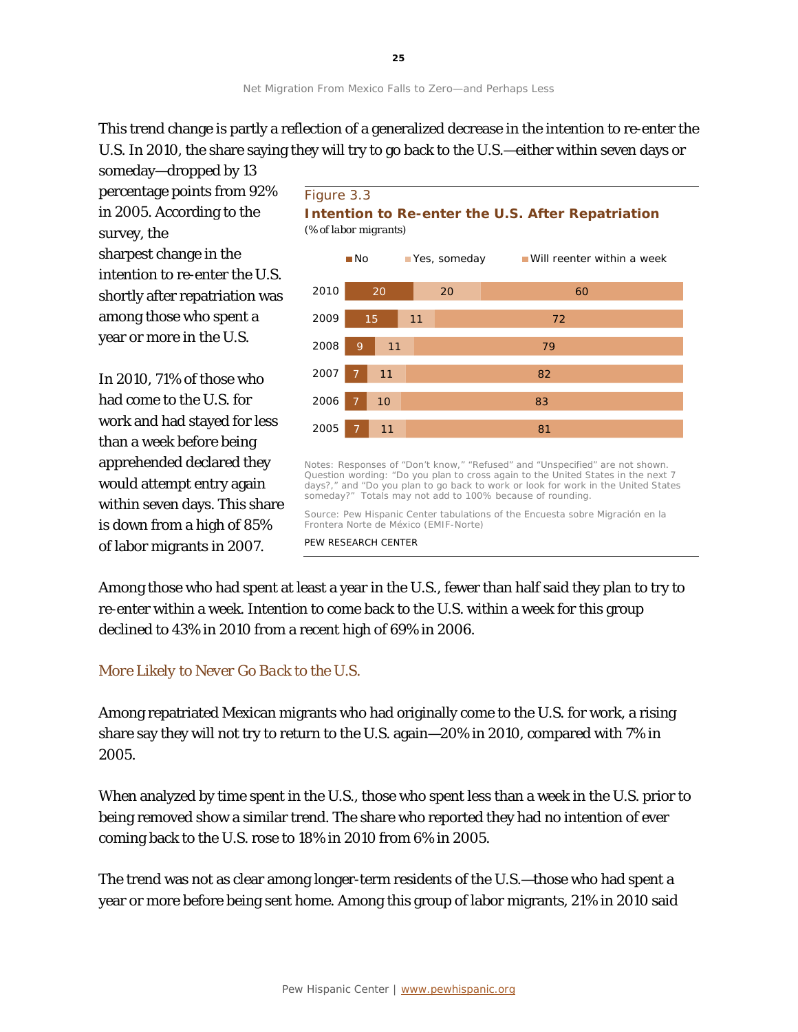This trend change is partly a reflection of a generalized decrease in the intention to re-enter the U.S. In 2010, the share saying they will try to go back to the U.S.—either within seven days or someday—dropped by 13 percentage points from 92% in 2005. According to the survey, the sharpest change in the intention to re-enter the U.S. shortly after repatriation was among those who spent a year or more in the U.S.

In 2010, 71% of those who had come to the U.S. for work and had stayed for less than a week before being apprehended declared they would attempt entry again within seven days. This share is down from a high of 85% of labor migrants in 2007.

Figure 3.3

**Intention to Re-enter the U.S. After Repatriation**

(% of labor migrants)

| Year | No | Yes, someday | Will reenter within a week |
|---|---|---|---|
| 2010 | 20 | 20 | 60 |
| 2009 | 15 | 11 | 72 |
| 2008 | 9 | 11 | 79 |
| 2007 | 7 | 11 | 82 |
| 2006 | 7 | 10 | 83 |
| 2005 | 7 | 11 | 81 |

Notes: Responses of "Don't know," "Refused" and "Unspecified" are not shown. Question wording: "Do you plan to cross again to the United States in the next 7 days?," and "Do you plan to go back to work or look for work in the United States someday?" Totals may not add to 100% because of rounding.

Source: Pew Hispanic Center tabulations of the Encuesta sobre Migración en la Frontera Norte de México (EMIF-Norte)

PEW RESEARCH CENTER

Among those who had spent at least a year in the U.S., fewer than half said they plan to try to re-enter within a week. Intention to come back to the U.S. within a week for this group declined to 43% in 2010 from a recent high of 69% in 2006.

### *More Likely to Never Go Back to the U.S.*

Among repatriated Mexican migrants who had originally come to the U.S. for work, a rising share say they will not try to return to the U.S. again—20% in 2010, compared with 7% in 2005.

When analyzed by time spent in the U.S., those who spent less than a week in the U.S. prior to being removed show a similar trend. The share who reported they had no intention of ever coming back to the U.S. rose to 18% in 2010 from 6% in 2005.

The trend was not as clear among longer-term residents of the U.S.—those who had spent a year or more before being sent home. Among this group of labor migrants, 21% in 2010 said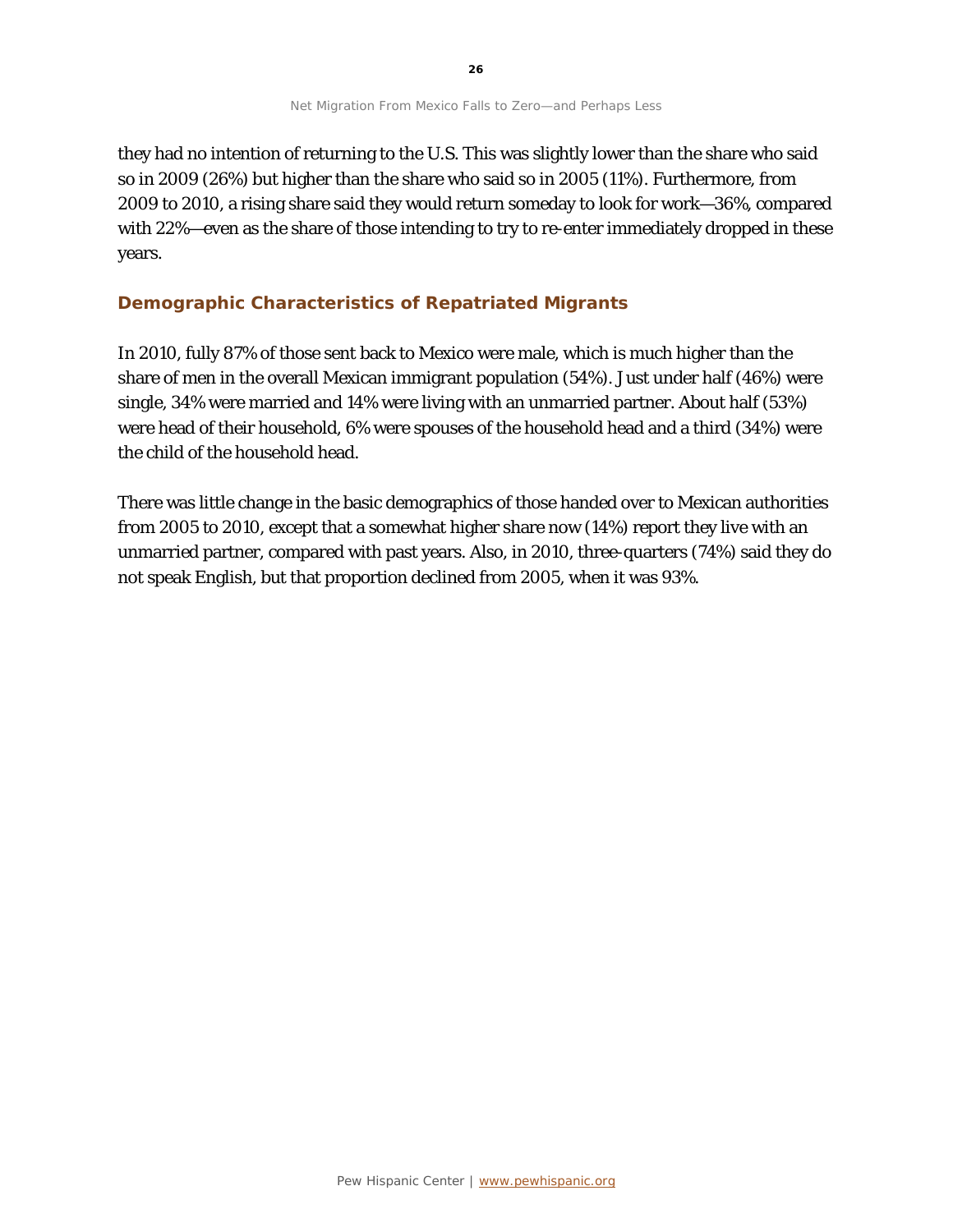they had no intention of returning to the U.S. This was slightly lower than the share who said so in 2009 (26%) but higher than the share who said so in 2005 (11%). Furthermore, from 2009 to 2010, a rising share said they would return someday to look for work—36%, compared with 22%—even as the share of those intending to try to re-enter immediately dropped in these years.

## Demographic Characteristics of Repatriated Migrants

In 2010, fully 87% of those sent back to Mexico were male, which is much higher than the share of men in the overall Mexican immigrant population (54%). Just under half (46%) were single, 34% were married and 14% were living with an unmarried partner. About half (53%) were head of their household, 6% were spouses of the household head and a third (34%) were the child of the household head.

There was little change in the basic demographics of those handed over to Mexican authorities from 2005 to 2010, except that a somewhat higher share now (14%) report they live with an unmarried partner, compared with past years. Also, in 2010, three-quarters (74%) said they do not speak English, but that proportion declined from 2005, when it was 93%.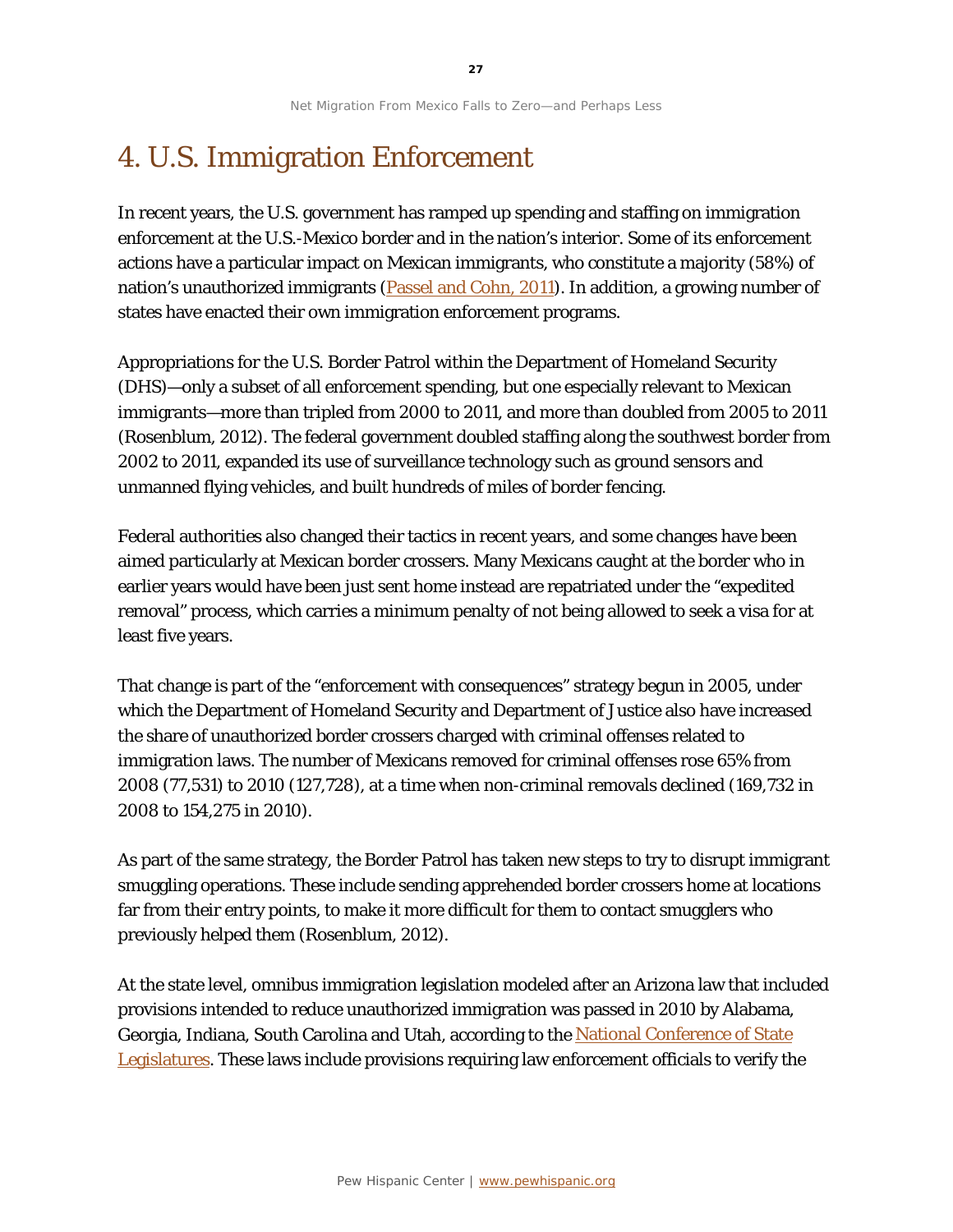# 4. U.S. Immigration Enforcement

In recent years, the U.S. government has ramped up spending and staffing on immigration enforcement at the U.S.-Mexico border and in the nation's interior. Some of its enforcement actions have a particular impact on Mexican immigrants, who constitute a majority (58%) of nation's unauthorized immigrants ([Passel and Cohn, 2011](http://www.pewhispanic.org)). In addition, a growing number of states have enacted their own immigration enforcement programs.

Appropriations for the U.S. Border Patrol within the Department of Homeland Security (DHS)—only a subset of all enforcement spending, but one especially relevant to Mexican immigrants—more than tripled from 2000 to 2011, and more than doubled from 2005 to 2011 (Rosenblum, 2012). The federal government doubled staffing along the southwest border from 2002 to 2011, expanded its use of surveillance technology such as ground sensors and unmanned flying vehicles, and built hundreds of miles of border fencing.

Federal authorities also changed their tactics in recent years, and some changes have been aimed particularly at Mexican border crossers. Many Mexicans caught at the border who in earlier years would have been just sent home instead are repatriated under the "expedited removal" process, which carries a minimum penalty of not being allowed to seek a visa for at least five years.

That change is part of the "enforcement with consequences" strategy begun in 2005, under which the Department of Homeland Security and Department of Justice also have increased the share of unauthorized border crossers charged with criminal offenses related to immigration laws. The number of Mexicans removed for criminal offenses rose 65% from 2008 (77,531) to 2010 (127,728), at a time when non-criminal removals declined (169,732 in 2008 to 154,275 in 2010).

As part of the same strategy, the Border Patrol has taken new steps to try to disrupt immigrant smuggling operations. These include sending apprehended border crossers home at locations far from their entry points, to make it more difficult for them to contact smugglers who previously helped them (Rosenblum, 2012).

At the state level, omnibus immigration legislation modeled after an Arizona law that included provisions intended to reduce unauthorized immigration was passed in 2010 by Alabama, Georgia, Indiana, South Carolina and Utah, according to the National Conference of State Legislatures. These laws include provisions requiring law enforcement officials to verify the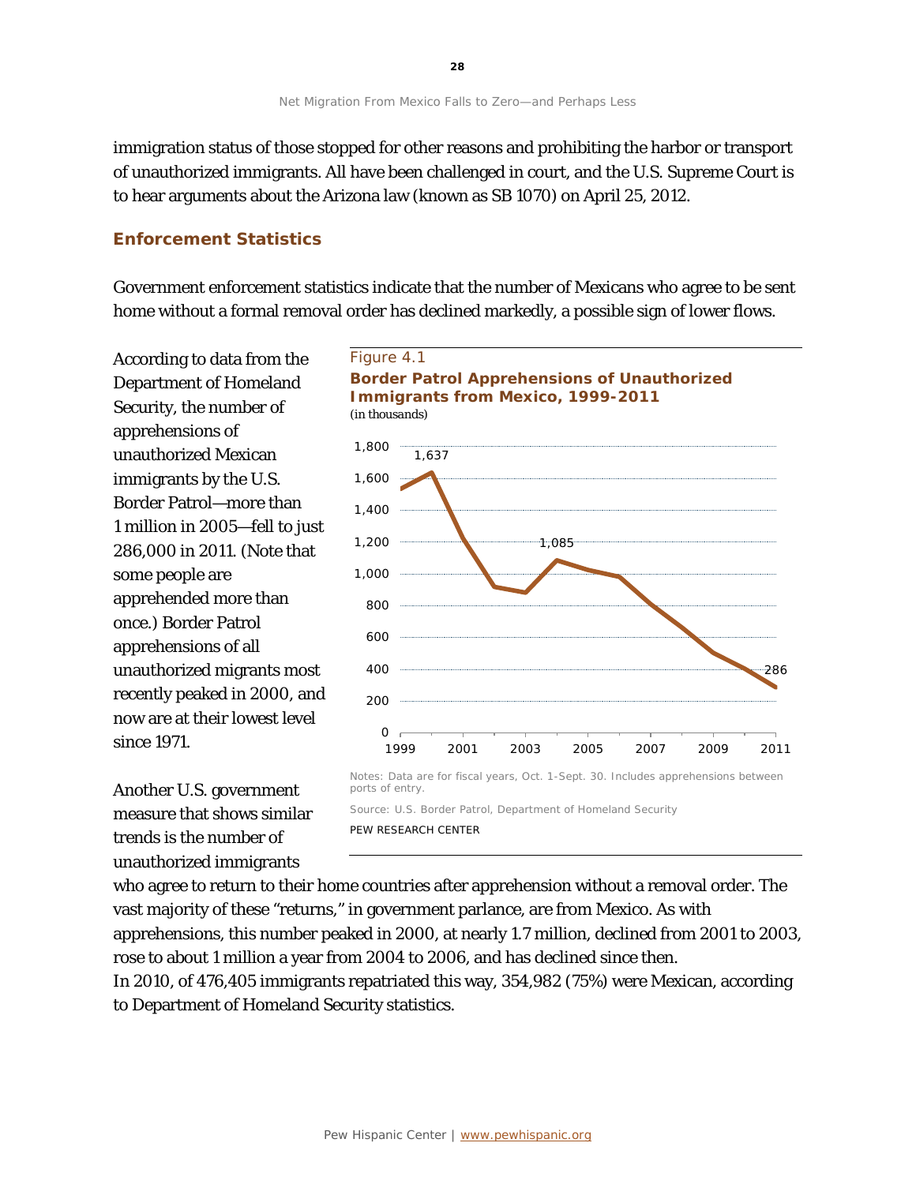immigration status of those stopped for other reasons and prohibiting the harbor or transport of unauthorized immigrants. All have been challenged in court, and the U.S. Supreme Court is to hear arguments about the Arizona law (known as SB 1070) on April 25, 2012.

## Enforcement Statistics

Government enforcement statistics indicate that the number of Mexicans who agree to be sent home without a formal removal order has declined markedly, a possible sign of lower flows.

According to data from the Department of Homeland Security, the number of apprehensions of unauthorized Mexican immigrants by the U.S. Border Patrol—more than 1 million in 2005—fell to just 286,000 in 2011. (Note that some people are apprehended more than once.) Border Patrol apprehensions of all unauthorized migrants most recently peaked in 2000, and now are at their lowest level since 1971.

*Figure 4.1*

**Border Patrol Apprehensions of Unauthorized Immigrants from Mexico, 1999-2011**

*(in thousands)*

Notes: Data are for fiscal years, Oct. 1-Sept. 30. Includes apprehensions between ports of entry.

Source: U.S. Border Patrol, Department of Homeland Security

PEW RESEARCH CENTER

Another U.S. government measure that shows similar trends is the number of unauthorized immigrants who agree to return to their home countries after apprehension without a removal order. The vast majority of these "returns," in government parlance, are from Mexico. As with apprehensions, this number peaked in 2000, at nearly 1.7 million, declined from 2001 to 2003, rose to about 1 million a year from 2004 to 2006, and has declined since then. In 2010, of 476,405 immigrants repatriated this way, 354,982 (75%) were Mexican, according to Department of Homeland Security statistics.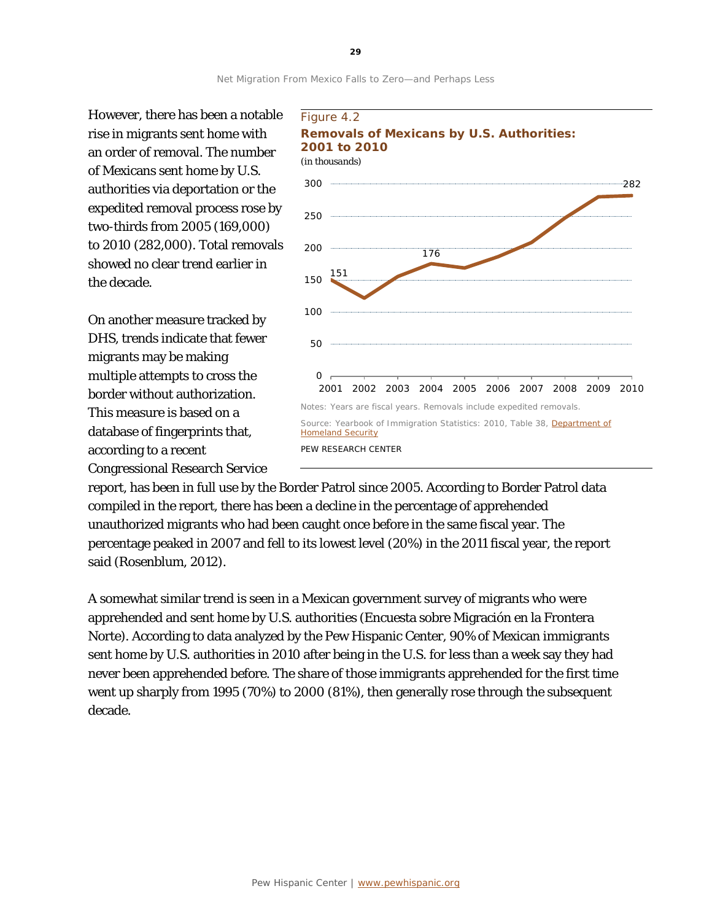However, there has been a notable rise in migrants sent home with an order of removal. The number of Mexicans sent home by U.S. authorities via deportation or the expedited removal process rose by two-thirds from 2005 (169,000) to 2010 (282,000). Total removals showed no clear trend earlier in the decade.

Figure 4.2

**Removals of Mexicans by U.S. Authorities: 2001 to 2010**

(in thousands)

Notes: Years are fiscal years. Removals include expedited removals.

Source: Yearbook of Immigration Statistics: 2010, Table 38, Department of Homeland Security

PEW RESEARCH CENTER

On another measure tracked by DHS, trends indicate that fewer migrants may be making multiple attempts to cross the border without authorization. This measure is based on a database of fingerprints that, according to a recent Congressional Research Service report, has been in full use by the Border Patrol since 2005. According to Border Patrol data compiled in the report, there has been a decline in the percentage of apprehended unauthorized migrants who had been caught once before in the same fiscal year. The percentage peaked in 2007 and fell to its lowest level (20%) in the 2011 fiscal year, the report said (Rosenblum, 2012).

A somewhat similar trend is seen in a Mexican government survey of migrants who were apprehended and sent home by U.S. authorities (Encuesta sobre Migración en la Frontera Norte). According to data analyzed by the Pew Hispanic Center, 90% of Mexican immigrants sent home by U.S. authorities in 2010 after being in the U.S. for less than a week say they had never been apprehended before. The share of those immigrants apprehended for the first time went up sharply from 1995 (70%) to 2000 (81%), then generally rose through the subsequent decade.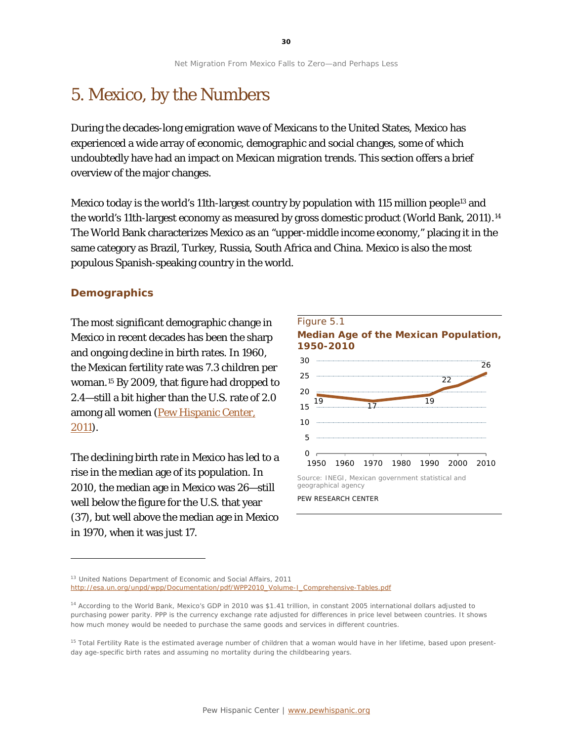# 5. Mexico, by the Numbers

During the decades-long emigration wave of Mexicans to the United States, Mexico has experienced a wide array of economic, demographic and social changes, some of which undoubtedly have had an impact on Mexican migration trends. This section offers a brief overview of the major changes.

Mexico today is the world's 11th-largest country by population with 115 million people[13] and the world's 11th-largest economy as measured by gross domestic product (World Bank, 2011).[14] The World Bank characterizes Mexico as an "upper-middle income economy," placing it in the same category as Brazil, Turkey, Russia, South Africa and China. Mexico is also the most populous Spanish-speaking country in the world.

## Demographics

The most significant demographic change in Mexico in recent decades has been the sharp and ongoing decline in birth rates. In 1960, the Mexican fertility rate was 7.3 children per woman.[15] By 2009, that figure had dropped to 2.4—still a bit higher than the U.S. rate of 2.0 among all women (Pew Hispanic Center, 2011).

The declining birth rate in Mexico has led to a rise in the median age of its population. In 2010, the median age in Mexico was 26—still well below the figure for the U.S. that year (37), but well above the median age in Mexico in 1970, when it was just 17.

Figure 5.1

**Median Age of the Mexican Population, 1950-2010**

| Year | Median age |
|---|---|
| 1950 | 19 |
| 1970 | 17 |
| 1990 | 19 |
| 2000 | 22 |
| 2010 | 26 |

Source: INEGI, Mexican government statistical and geographical agency

PEW RESEARCH CENTER

---

[13] United Nations Department of Economic and Social Affairs, 2011 http://esa.un.org/unpd/wpp/Documentation/pdf/WPP2010_Volume-I_Comprehensive-Tables.pdf

[14] According to the World Bank, Mexico's GDP in 2010 was $1.41 trillion, in constant 2005 international dollars adjusted to purchasing power parity. PPP is the currency exchange rate adjusted for differences in price level between countries. It shows how much money would be needed to purchase the same goods and services in different countries.

[15] Total Fertility Rate is the estimated average number of children that a woman would have in her lifetime, based upon present-day age-specific birth rates and assuming no mortality during the childbearing years.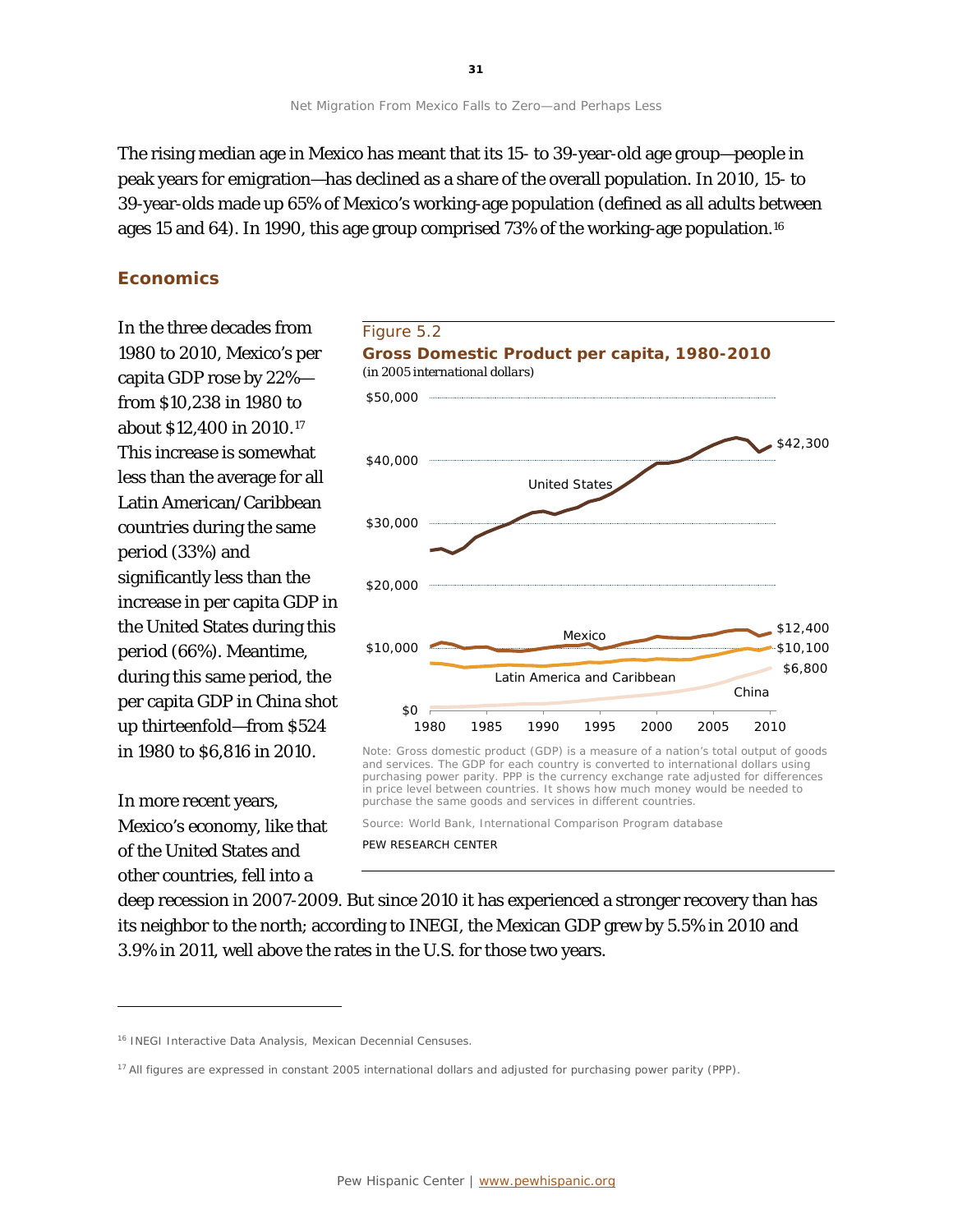The rising median age in Mexico has meant that its 15- to 39-year-old age group—people in peak years for emigration—has declined as a share of the overall population. In 2010, 15- to 39-year-olds made up 65% of Mexico's working-age population (defined as all adults between ages 15 and 64). In 1990, this age group comprised 73% of the working-age population.[16]

## Economics

In the three decades from 1980 to 2010, Mexico's per capita GDP rose by 22%—from $10,238 in 1980 to about $12,400 in 2010.[17] This increase is somewhat less than the average for all Latin American/Caribbean countries during the same period (33%) and significantly less than the increase in per capita GDP in the United States during this period (66%). Meantime, during this same period, the per capita GDP in China shot up thirteenfold—from $524 in 1980 to $6,816 in 2010.

Figure 5.2

**Gross Domestic Product per capita, 1980-2010**

*(in 2005 international dollars)*

Note: Gross domestic product (GDP) is a measure of a nation's total output of goods and services. The GDP for each country is converted to international dollars using purchasing power parity. PPP is the currency exchange rate adjusted for differences in price level between countries. It shows how much money would be needed to purchase the same goods and services in different countries.

Source: World Bank, International Comparison Program database

PEW RESEARCH CENTER

In more recent years, Mexico's economy, like that of the United States and other countries, fell into a deep recession in 2007-2009. But since 2010 it has experienced a stronger recovery than has its neighbor to the north; according to INEGI, the Mexican GDP grew by 5.5% in 2010 and 3.9% in 2011, well above the rates in the U.S. for those two years.

---

[16] INEGI Interactive Data Analysis, Mexican Decennial Censuses.

[17] All figures are expressed in constant 2005 international dollars and adjusted for purchasing power parity (PPP).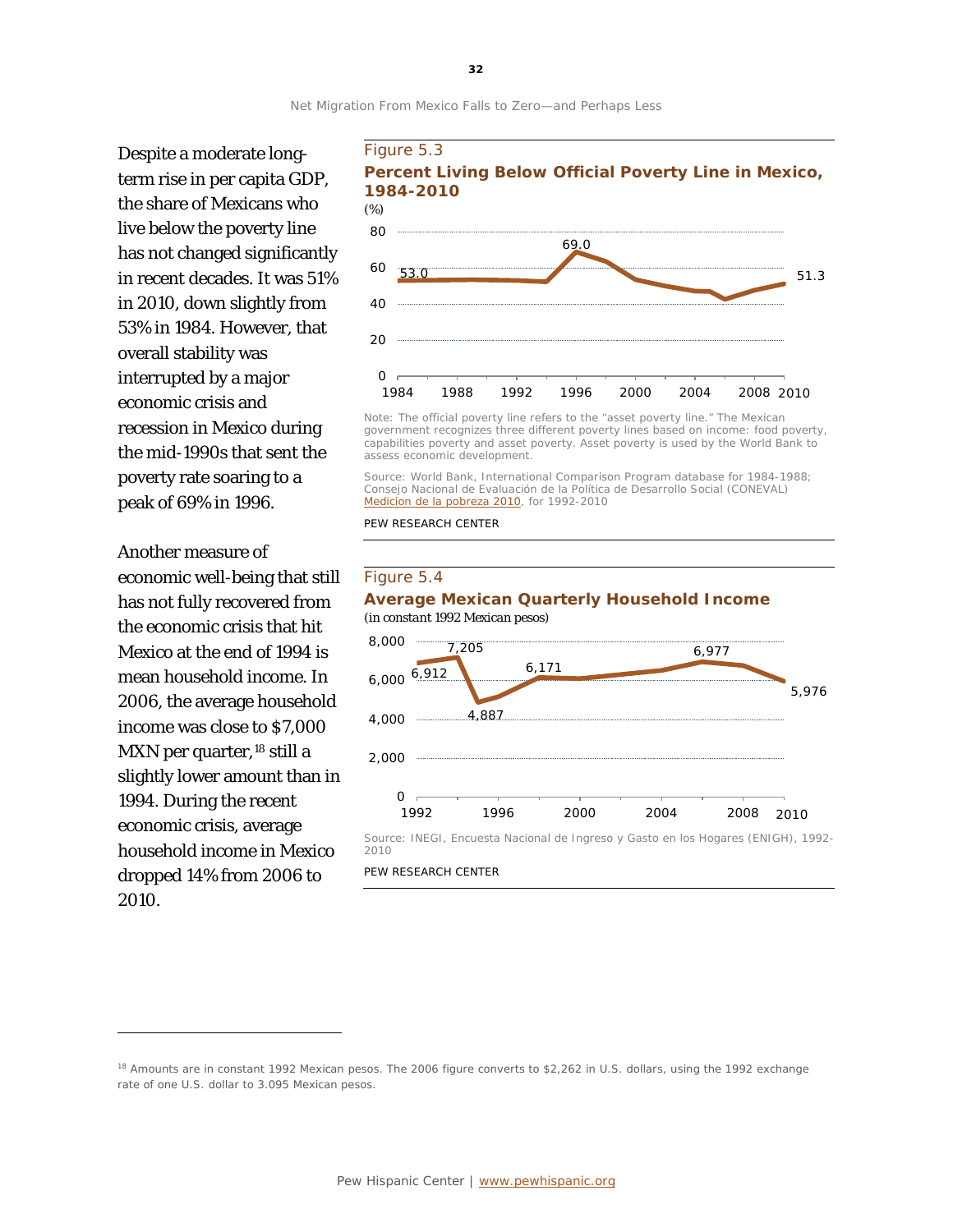Despite a moderate long-term rise in per capita GDP, the share of Mexicans who live below the poverty line has not changed significantly in recent decades. It was 51% in 2010, down slightly from 53% in 1984. However, that overall stability was interrupted by a major economic crisis and recession in Mexico during the mid-1990s that sent the poverty rate soaring to a peak of 69% in 1996.

Another measure of economic well-being that still has not fully recovered from the economic crisis that hit Mexico at the end of 1994 is mean household income. In 2006, the average household income was close to $7,000 MXN per quarter,[18] still a slightly lower amount than in 1994. During the recent economic crisis, average household income in Mexico dropped 14% from 2006 to 2010.

Figure 5.3

**Percent Living Below Official Poverty Line in Mexico, 1984-2010**

(%)

Note: The official poverty line refers to the "asset poverty line." The Mexican government recognizes three different poverty lines based on income: food poverty, capabilities poverty and asset poverty. Asset poverty is used by the World Bank to assess economic development.

Source: World Bank, International Comparison Program database for 1984-1988; Consejo Nacional de Evaluación de la Política de Desarrollo Social (CONEVAL) Medicion de la pobreza 2010, for 1992-2010

PEW RESEARCH CENTER

Figure 5.4

**Average Mexican Quarterly Household Income**

(in constant 1992 Mexican pesos)

Source: INEGI, Encuesta Nacional de Ingreso y Gasto en los Hogares (ENIGH), 1992-2010

PEW RESEARCH CENTER

[18] Amounts are in constant 1992 Mexican pesos. The 2006 figure converts to $2,262 in U.S. dollars, using the 1992 exchange rate of one U.S. dollar to 3.095 Mexican pesos.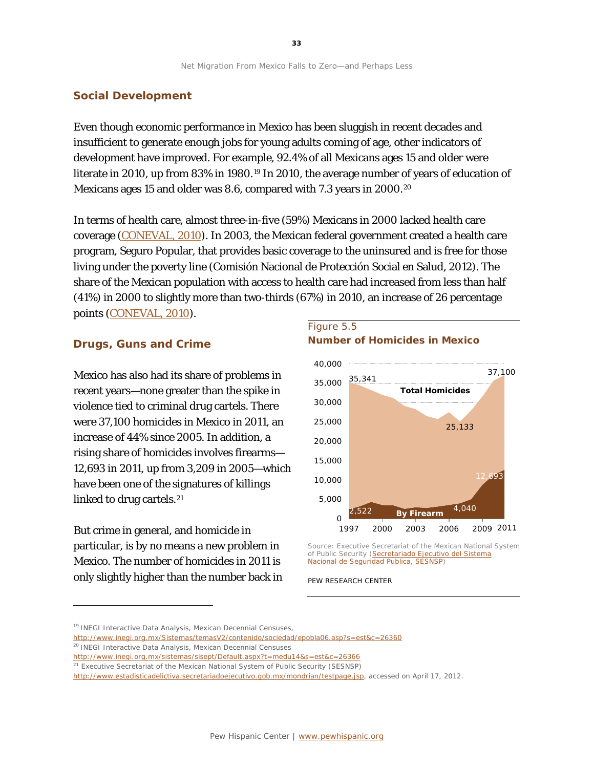## Social Development

Even though economic performance in Mexico has been sluggish in recent decades and insufficient to generate enough jobs for young adults coming of age, other indicators of development have improved. For example, 92.4% of all Mexicans ages 15 and older were literate in 2010, up from 83% in 1980.[19] In 2010, the average number of years of education of Mexicans ages 15 and older was 8.6, compared with 7.3 years in 2000.[20]

In terms of health care, almost three-in-five (59%) Mexicans in 2000 lacked health care coverage (CONEVAL, 2010). In 2003, the Mexican federal government created a health care program, Seguro Popular, that provides basic coverage to the uninsured and is free for those living under the poverty line (Comisión Nacional de Protección Social en Salud, 2012). The share of the Mexican population with access to health care had increased from less than half (41%) in 2000 to slightly more than two-thirds (67%) in 2010, an increase of 26 percentage points (CONEVAL, 2010).

## Drugs, Guns and Crime

Mexico has also had its share of problems in recent years—none greater than the spike in violence tied to criminal drug cartels. There were 37,100 homicides in Mexico in 2011, an increase of 44% since 2005. In addition, a rising share of homicides involves firearms—12,693 in 2011, up from 3,209 in 2005—which have been one of the signatures of killings linked to drug cartels.[21]

But crime in general, and homicide in particular, is by no means a new problem in Mexico. The number of homicides in 2011 is only slightly higher than the number back in

Figure 5.5
**Number of Homicides in Mexico**

Source: Executive Secretariat of the Mexican National System of Public Security (Secretariado Ejecutivo del Sistema Nacional de Seguridad Publica, SESNSP)

PEW RESEARCH CENTER

---

[19] INEGI Interactive Data Analysis, Mexican Decennial Censuses, http://www.inegi.org.mx/Sistemas/temasV2/contenido/sociedad/epobla06.asp?s=est&c=26360

[20] INEGI Interactive Data Analysis, Mexican Decennial Censuses http://www.inegi.org.mx/sistemas/sisept/Default.aspx?t=medu14&s=est&c=26366

[21] Executive Secretariat of the Mexican National System of Public Security (SESNSP) http://www.estadisticadelictiva.secretariadoejecutivo.gob.mx/mondrian/testpage.jsp, accessed on April 17, 2012.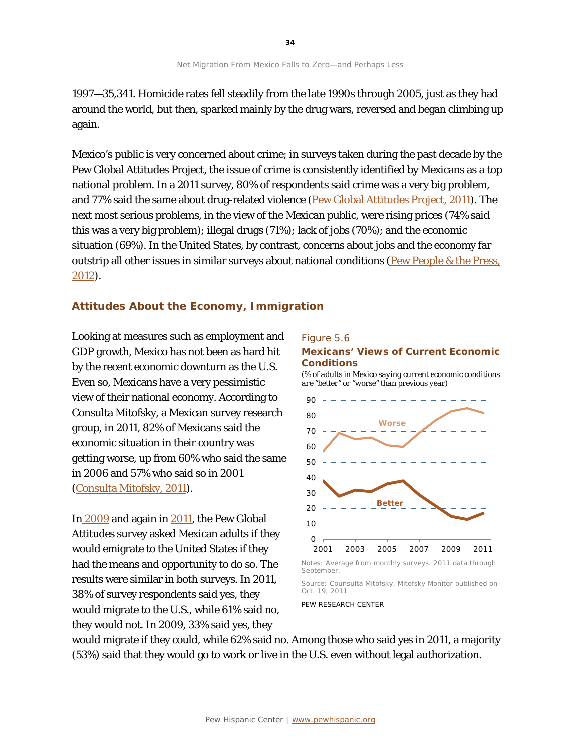1997—35,341. Homicide rates fell steadily from the late 1990s through 2005, just as they had around the world, but then, sparked mainly by the drug wars, reversed and began climbing up again.

Mexico's public is very concerned about crime; in surveys taken during the past decade by the Pew Global Attitudes Project, the issue of crime is consistently identified by Mexicans as a top national problem. In a 2011 survey, 80% of respondents said crime was a very big problem, and 77% said the same about drug-related violence (Pew Global Attitudes Project, 2011). The next most serious problems, in the view of the Mexican public, were rising prices (74% said this was a very big problem); illegal drugs (71%); lack of jobs (70%); and the economic situation (69%). In the United States, by contrast, concerns about jobs and the economy far outstrip all other issues in similar surveys about national conditions (Pew People & the Press, 2012).

### Attitudes About the Economy, Immigration

Looking at measures such as employment and GDP growth, Mexico has not been as hard hit by the recent economic downturn as the U.S. Even so, Mexicans have a very pessimistic view of their national economy. According to Consulta Mitofsky, a Mexican survey research group, in 2011, 82% of Mexicans said the economic situation in their country was getting worse, up from 60% who said the same in 2006 and 57% who said so in 2001 (Consulta Mitofsky, 2011).

Figure 5.6

**Mexicans' Views of Current Economic Conditions**

*(% of adults in Mexico saying current economic conditions are "better" or "worse" than previous year)*

Notes: Average from monthly surveys. 2011 data through September.

Source: Counsulta Mitofsky, Mitofsky Monitor published on Oct. 19, 2011

PEW RESEARCH CENTER

In 2009 and again in 2011, the Pew Global Attitudes survey asked Mexican adults if they would emigrate to the United States if they had the means and opportunity to do so. The results were similar in both surveys. In 2011, 38% of survey respondents said yes, they would migrate to the U.S., while 61% said no, they would not. In 2009, 33% said yes, they would migrate if they could, while 62% said no. Among those who said yes in 2011, a majority (53%) said that they would go to work or live in the U.S. even without legal authorization.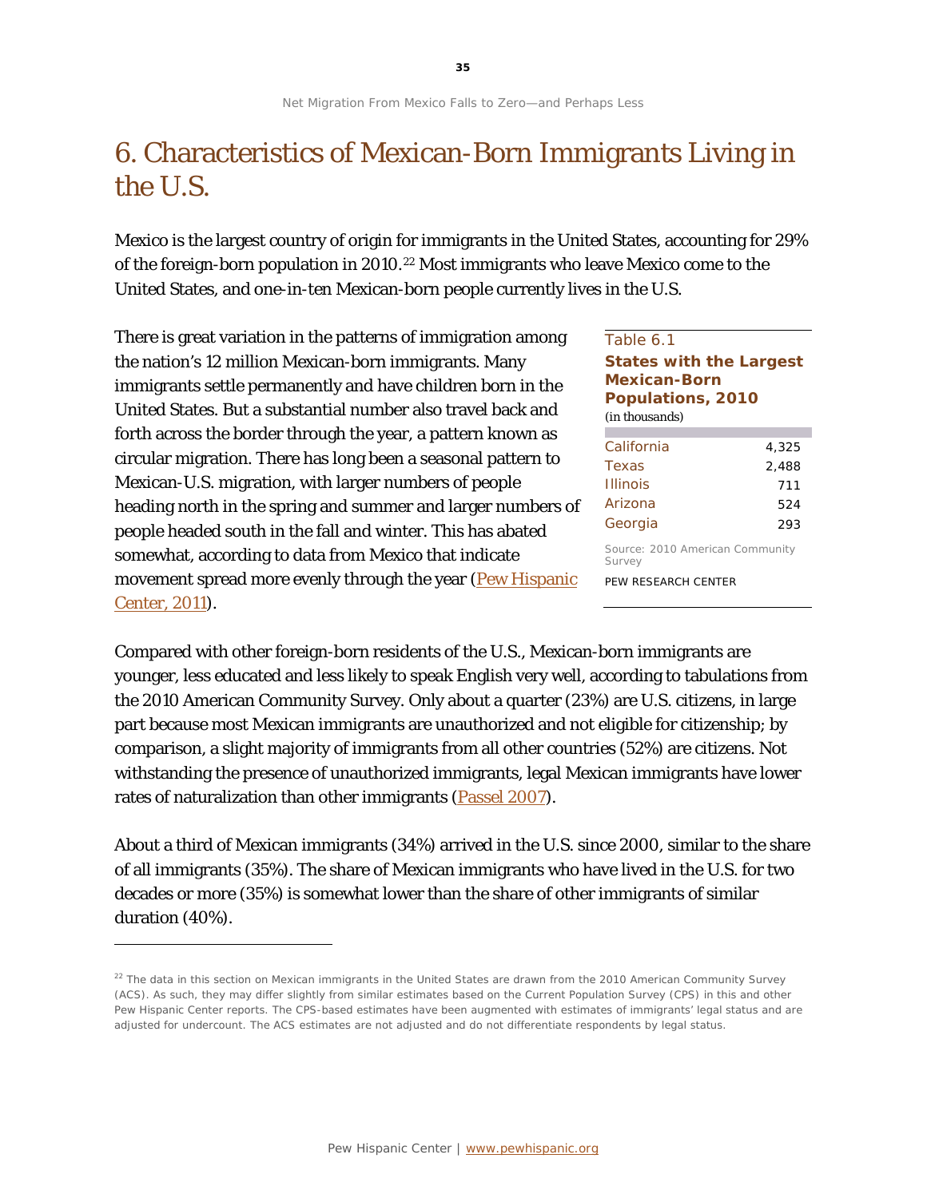# 6. Characteristics of Mexican-Born Immigrants Living in the U.S.

Mexico is the largest country of origin for immigrants in the United States, accounting for 29% of the foreign-born population in 2010.[22] Most immigrants who leave Mexico come to the United States, and one-in-ten Mexican-born people currently lives in the U.S.

There is great variation in the patterns of immigration among the nation's 12 million Mexican-born immigrants. Many immigrants settle permanently and have children born in the United States. But a substantial number also travel back and forth across the border through the year, a pattern known as circular migration. There has long been a seasonal pattern to Mexican-U.S. migration, with larger numbers of people heading north in the spring and summer and larger numbers of people headed south in the fall and winter. This has abated somewhat, according to data from Mexico that indicate movement spread more evenly through the year (Pew Hispanic Center, 2011).

Table 6.1

**States with the Largest Mexican-Born Populations, 2010**

(in thousands)

| State | |
|---|---|
| California | 4,325 |
| Texas | 2,488 |
| Illinois | 711 |
| Arizona | 524 |
| Georgia | 293 |

Source: 2010 American Community Survey

PEW RESEARCH CENTER

Compared with other foreign-born residents of the U.S., Mexican-born immigrants are younger, less educated and less likely to speak English very well, according to tabulations from the 2010 American Community Survey. Only about a quarter (23%) are U.S. citizens, in large part because most Mexican immigrants are unauthorized and not eligible for citizenship; by comparison, a slight majority of immigrants from all other countries (52%) are citizens. Not withstanding the presence of unauthorized immigrants, legal Mexican immigrants have lower rates of naturalization than other immigrants (Passel 2007).

About a third of Mexican immigrants (34%) arrived in the U.S. since 2000, similar to the share of all immigrants (35%). The share of Mexican immigrants who have lived in the U.S. for two decades or more (35%) is somewhat lower than the share of other immigrants of similar duration (40%).

---

[22] The data in this section on Mexican immigrants in the United States are drawn from the 2010 American Community Survey (ACS). As such, they may differ slightly from similar estimates based on the Current Population Survey (CPS) in this and other Pew Hispanic Center reports. The CPS-based estimates have been augmented with estimates of immigrants' legal status and are adjusted for undercount. The ACS estimates are not adjusted and do not differentiate respondents by legal status.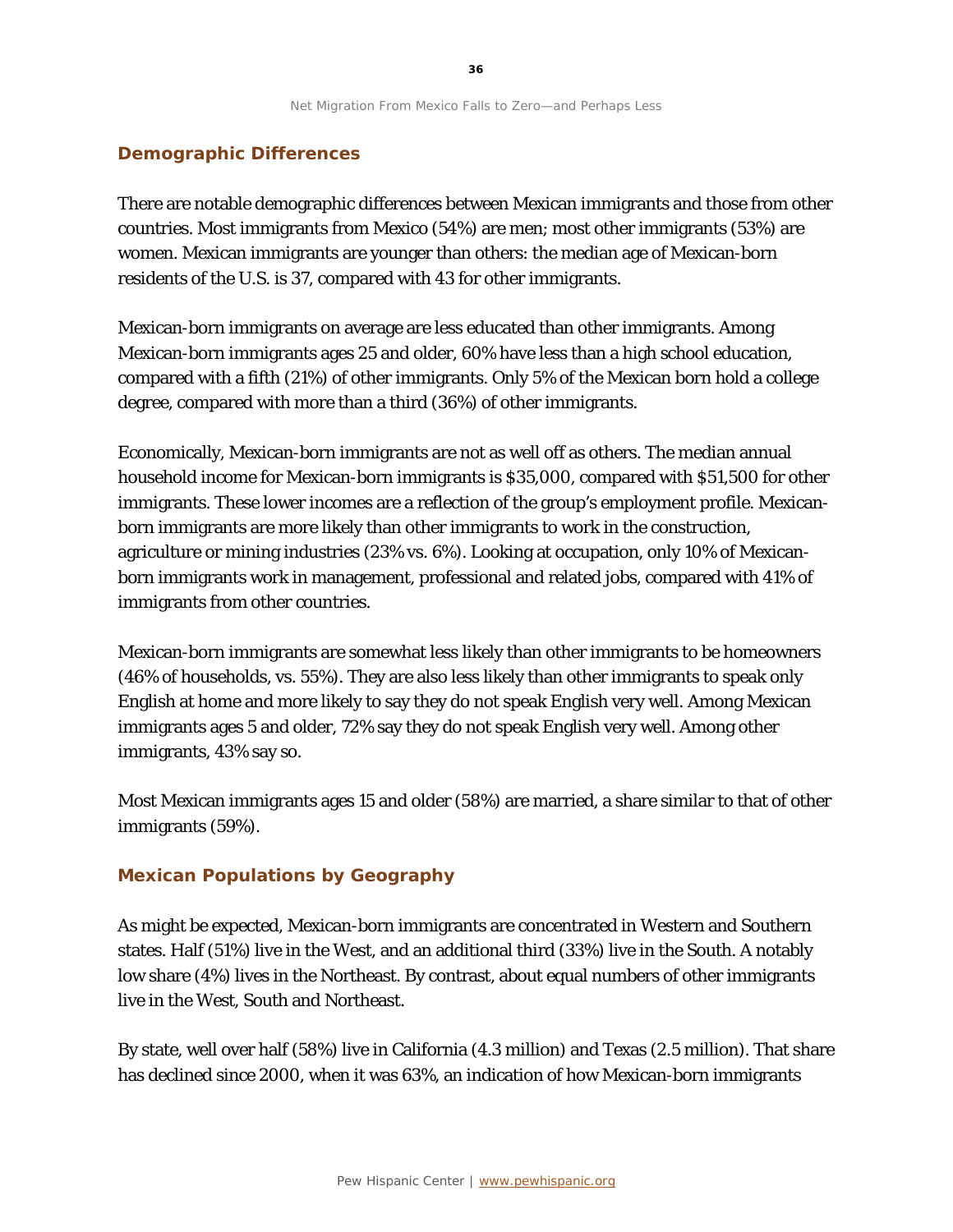## Demographic Differences

There are notable demographic differences between Mexican immigrants and those from other countries. Most immigrants from Mexico (54%) are men; most other immigrants (53%) are women. Mexican immigrants are younger than others: the median age of Mexican-born residents of the U.S. is 37, compared with 43 for other immigrants.

Mexican-born immigrants on average are less educated than other immigrants. Among Mexican-born immigrants ages 25 and older, 60% have less than a high school education, compared with a fifth (21%) of other immigrants. Only 5% of the Mexican born hold a college degree, compared with more than a third (36%) of other immigrants.

Economically, Mexican-born immigrants are not as well off as others. The median annual household income for Mexican-born immigrants is $35,000, compared with $51,500 for other immigrants. These lower incomes are a reflection of the group's employment profile. Mexican-born immigrants are more likely than other immigrants to work in the construction, agriculture or mining industries (23% vs. 6%). Looking at occupation, only 10% of Mexican-born immigrants work in management, professional and related jobs, compared with 41% of immigrants from other countries.

Mexican-born immigrants are somewhat less likely than other immigrants to be homeowners (46% of households, vs. 55%). They are also less likely than other immigrants to speak only English at home and more likely to say they do not speak English very well. Among Mexican immigrants ages 5 and older, 72% say they do not speak English very well. Among other immigrants, 43% say so.

Most Mexican immigrants ages 15 and older (58%) are married, a share similar to that of other immigrants (59%).

## Mexican Populations by Geography

As might be expected, Mexican-born immigrants are concentrated in Western and Southern states. Half (51%) live in the West, and an additional third (33%) live in the South. A notably low share (4%) lives in the Northeast. By contrast, about equal numbers of other immigrants live in the West, South and Northeast.

By state, well over half (58%) live in California (4.3 million) and Texas (2.5 million). That share has declined since 2000, when it was 63%, an indication of how Mexican-born immigrants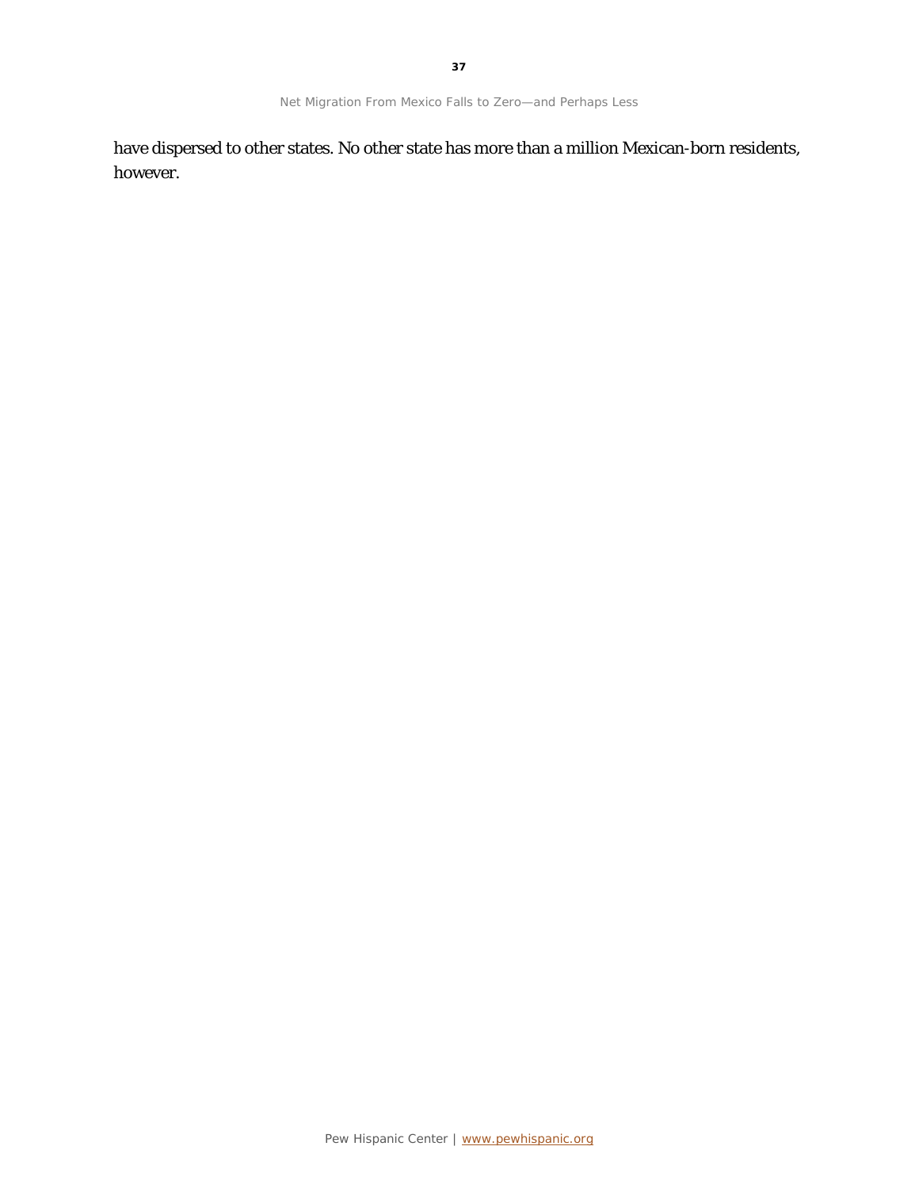have dispersed to other states. No other state has more than a million Mexican-born residents, however.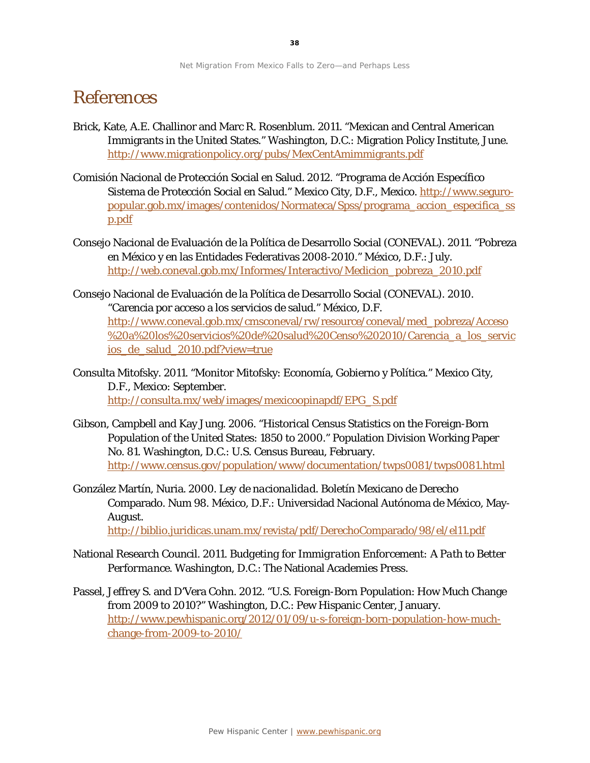# References

Brick, Kate, A.E. Challinor and Marc R. Rosenblum. 2011. "Mexican and Central American Immigrants in the United States." Washington, D.C.: Migration Policy Institute, June. http://www.migrationpolicy.org/pubs/MexCentAmimmigrants.pdf

Comisión Nacional de Protección Social en Salud. 2012. "Programa de Acción Específico Sistema de Protección Social en Salud." Mexico City, D.F., Mexico. http://www.seguro-popular.gob.mx/images/contenidos/Normateca/Spss/programa_accion_especifica_ssp.pdf

Consejo Nacional de Evaluación de la Política de Desarrollo Social (CONEVAL). 2011. "Pobreza en México y en las Entidades Federativas 2008-2010." México, D.F.: July. http://web.coneval.gob.mx/Informes/Interactivo/Medicion_pobreza_2010.pdf

Consejo Nacional de Evaluación de la Política de Desarrollo Social (CONEVAL). 2010. "Carencia por acceso a los servicios de salud." México, D.F. http://www.coneval.gob.mx/cmsconeval/rw/resource/coneval/med_pobreza/Acceso%20a%20los%20servicios%20de%20salud%20Censo%202010/Carencia_a_los_servicios_de_salud_2010.pdf?view=true

Consulta Mitofsky. 2011. "Monitor Mitofsky: Economía, Gobierno y Política." Mexico City, D.F., Mexico: September. http://consulta.mx/web/images/mexicoopinapdf/EPG_S.pdf

Gibson, Campbell and Kay Jung. 2006. "Historical Census Statistics on the Foreign-Born Population of the United States: 1850 to 2000." Population Division Working Paper No. 81. Washington, D.C.: U.S. Census Bureau, February. http://www.census.gov/population/www/documentation/twps0081/twps0081.html

González Martín, Nuria. 2000. *Ley de nacionalidad*. Boletín Mexicano de Derecho Comparado. Num 98. México, D.F.: Universidad Nacional Autónoma de México, May-August. http://biblio.juridicas.unam.mx/revista/pdf/DerechoComparado/98/el/el11.pdf

National Research Council. 2011. *Budgeting for Immigration Enforcement: A Path to Better Performance*. Washington, D.C.: The National Academies Press.

Passel, Jeffrey S. and D'Vera Cohn. 2012. "U.S. Foreign-Born Population: How Much Change from 2009 to 2010?" Washington, D.C.: Pew Hispanic Center, January. http://www.pewhispanic.org/2012/01/09/u-s-foreign-born-population-how-much-change-from-2009-to-2010/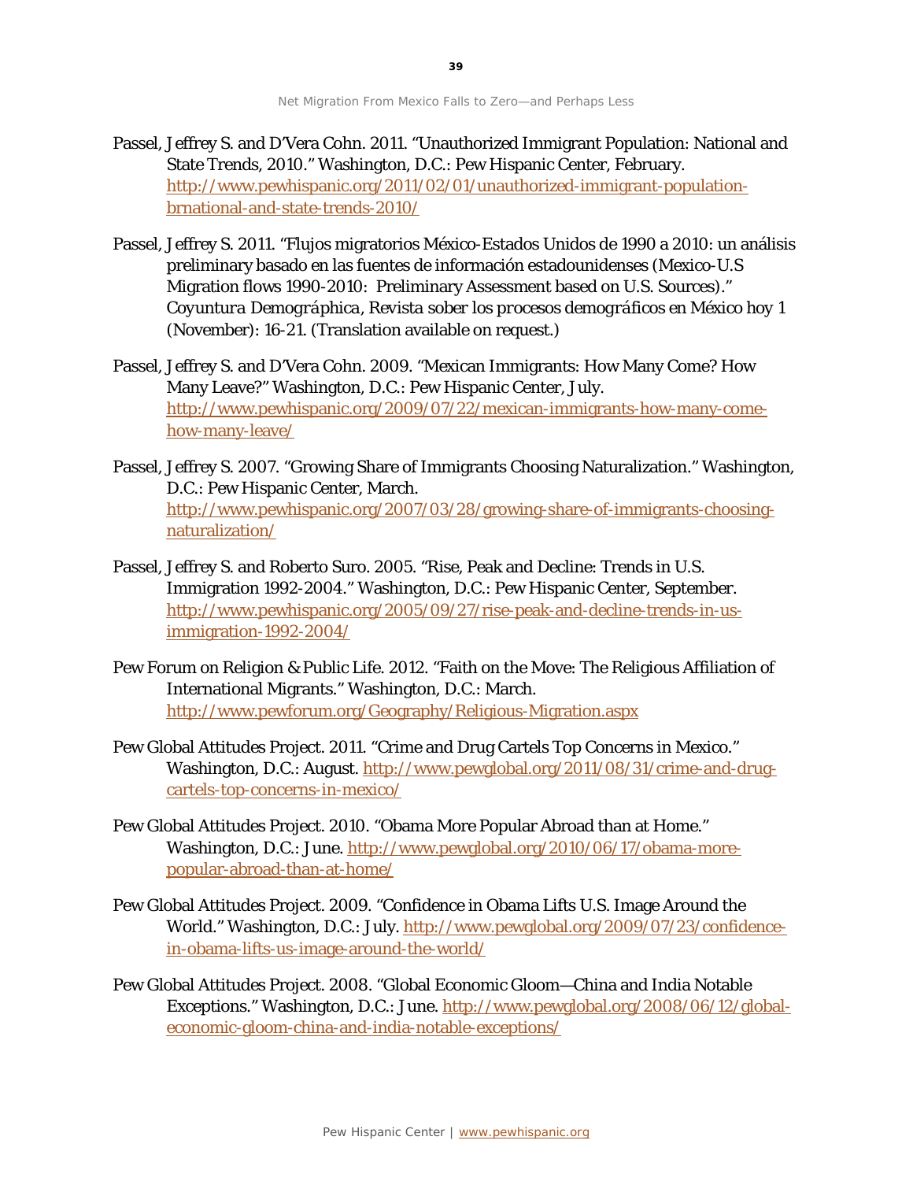Passel, Jeffrey S. and D'Vera Cohn. 2011. "Unauthorized Immigrant Population: National and State Trends, 2010." Washington, D.C.: Pew Hispanic Center, February. http://www.pewhispanic.org/2011/02/01/unauthorized-immigrant-population-brnational-and-state-trends-2010/

Passel, Jeffrey S. 2011. "Flujos migratorios México-Estados Unidos de 1990 a 2010: un análisis preliminary basado en las fuentes de información estadounidenses (Mexico-U.S Migration flows 1990-2010: Preliminary Assessment based on U.S. Sources)." *Coyuntura Demográphica, Revista sober los procesos demográficos en México hoy* 1 (November): 16-21. (Translation available on request.)

Passel, Jeffrey S. and D'Vera Cohn. 2009. "Mexican Immigrants: How Many Come? How Many Leave?" Washington, D.C.: Pew Hispanic Center, July. http://www.pewhispanic.org/2009/07/22/mexican-immigrants-how-many-come-how-many-leave/

Passel, Jeffrey S. 2007. "Growing Share of Immigrants Choosing Naturalization." Washington, D.C.: Pew Hispanic Center, March. http://www.pewhispanic.org/2007/03/28/growing-share-of-immigrants-choosing-naturalization/

Passel, Jeffrey S. and Roberto Suro. 2005. "Rise, Peak and Decline: Trends in U.S. Immigration 1992-2004." Washington, D.C.: Pew Hispanic Center, September. http://www.pewhispanic.org/2005/09/27/rise-peak-and-decline-trends-in-us-immigration-1992-2004/

Pew Forum on Religion & Public Life. 2012. "Faith on the Move: The Religious Affiliation of International Migrants." Washington, D.C.: March. http://www.pewforum.org/Geography/Religious-Migration.aspx

Pew Global Attitudes Project. 2011. "Crime and Drug Cartels Top Concerns in Mexico." Washington, D.C.: August. http://www.pewglobal.org/2011/08/31/crime-and-drug-cartels-top-concerns-in-mexico/

Pew Global Attitudes Project. 2010. "Obama More Popular Abroad than at Home." Washington, D.C.: June. http://www.pewglobal.org/2010/06/17/obama-more-popular-abroad-than-at-home/

Pew Global Attitudes Project. 2009. "Confidence in Obama Lifts U.S. Image Around the World." Washington, D.C.: July. http://www.pewglobal.org/2009/07/23/confidence-in-obama-lifts-us-image-around-the-world/

Pew Global Attitudes Project. 2008. "Global Economic Gloom—China and India Notable Exceptions." Washington, D.C.: June. http://www.pewglobal.org/2008/06/12/global-economic-gloom-china-and-india-notable-exceptions/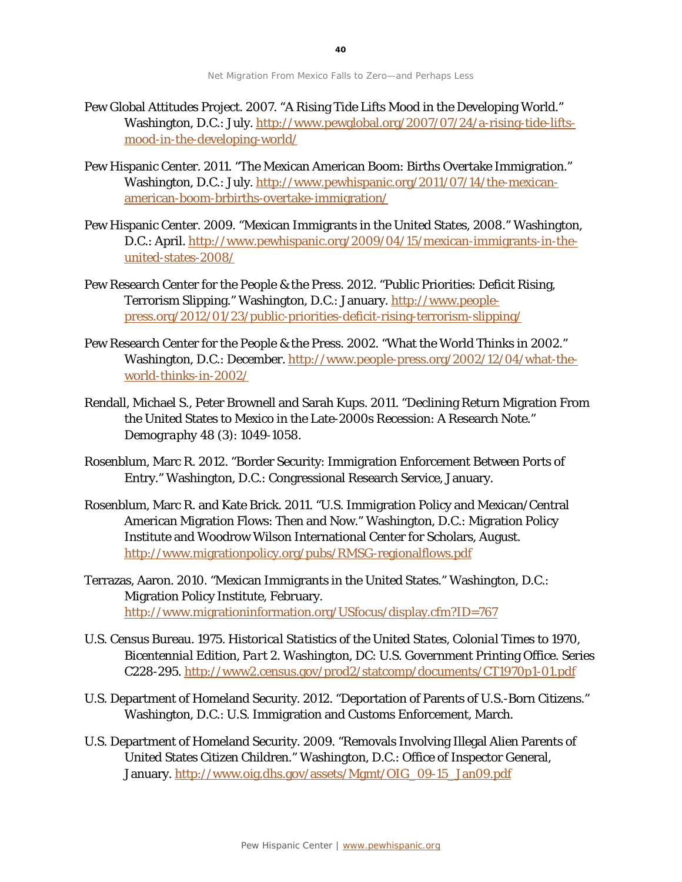Pew Global Attitudes Project. 2007. "A Rising Tide Lifts Mood in the Developing World." Washington, D.C.: July. http://www.pewglobal.org/2007/07/24/a-rising-tide-lifts-mood-in-the-developing-world/

Pew Hispanic Center. 2011. "The Mexican American Boom: Births Overtake Immigration." Washington, D.C.: July. http://www.pewhispanic.org/2011/07/14/the-mexican-american-boom-brbirths-overtake-immigration/

Pew Hispanic Center. 2009. "Mexican Immigrants in the United States, 2008." Washington, D.C.: April. http://www.pewhispanic.org/2009/04/15/mexican-immigrants-in-the-united-states-2008/

Pew Research Center for the People & the Press. 2012. "Public Priorities: Deficit Rising, Terrorism Slipping." Washington, D.C.: January. http://www.people-press.org/2012/01/23/public-priorities-deficit-rising-terrorism-slipping/

Pew Research Center for the People & the Press. 2002. "What the World Thinks in 2002." Washington, D.C.: December. http://www.people-press.org/2002/12/04/what-the-world-thinks-in-2002/

Rendall, Michael S., Peter Brownell and Sarah Kups. 2011. "Declining Return Migration From the United States to Mexico in the Late-2000s Recession: A Research Note." *Demography* 48 (3): 1049-1058.

Rosenblum, Marc R. 2012. "Border Security: Immigration Enforcement Between Ports of Entry." Washington, D.C.: Congressional Research Service, January.

Rosenblum, Marc R. and Kate Brick. 2011. "U.S. Immigration Policy and Mexican/Central American Migration Flows: Then and Now." Washington, D.C.: Migration Policy Institute and Woodrow Wilson International Center for Scholars, August. http://www.migrationpolicy.org/pubs/RMSG-regionalflows.pdf

Terrazas, Aaron. 2010. "Mexican Immigrants in the United States." Washington, D.C.: Migration Policy Institute, February. http://www.migrationinformation.org/USfocus/display.cfm?ID=767

U.S. Census Bureau. 1975. *Historical Statistics of the United States, Colonial Times to 1970, Bicentennial Edition, Part 2*. Washington, DC: U.S. Government Printing Office. Series C228-295. http://www2.census.gov/prod2/statcomp/documents/CT1970p1-01.pdf

U.S. Department of Homeland Security. 2012. "Deportation of Parents of U.S.-Born Citizens." Washington, D.C.: U.S. Immigration and Customs Enforcement, March.

U.S. Department of Homeland Security. 2009. "Removals Involving Illegal Alien Parents of United States Citizen Children." Washington, D.C.: Office of Inspector General, January. http://www.oig.dhs.gov/assets/Mgmt/OIG_09-15_Jan09.pdf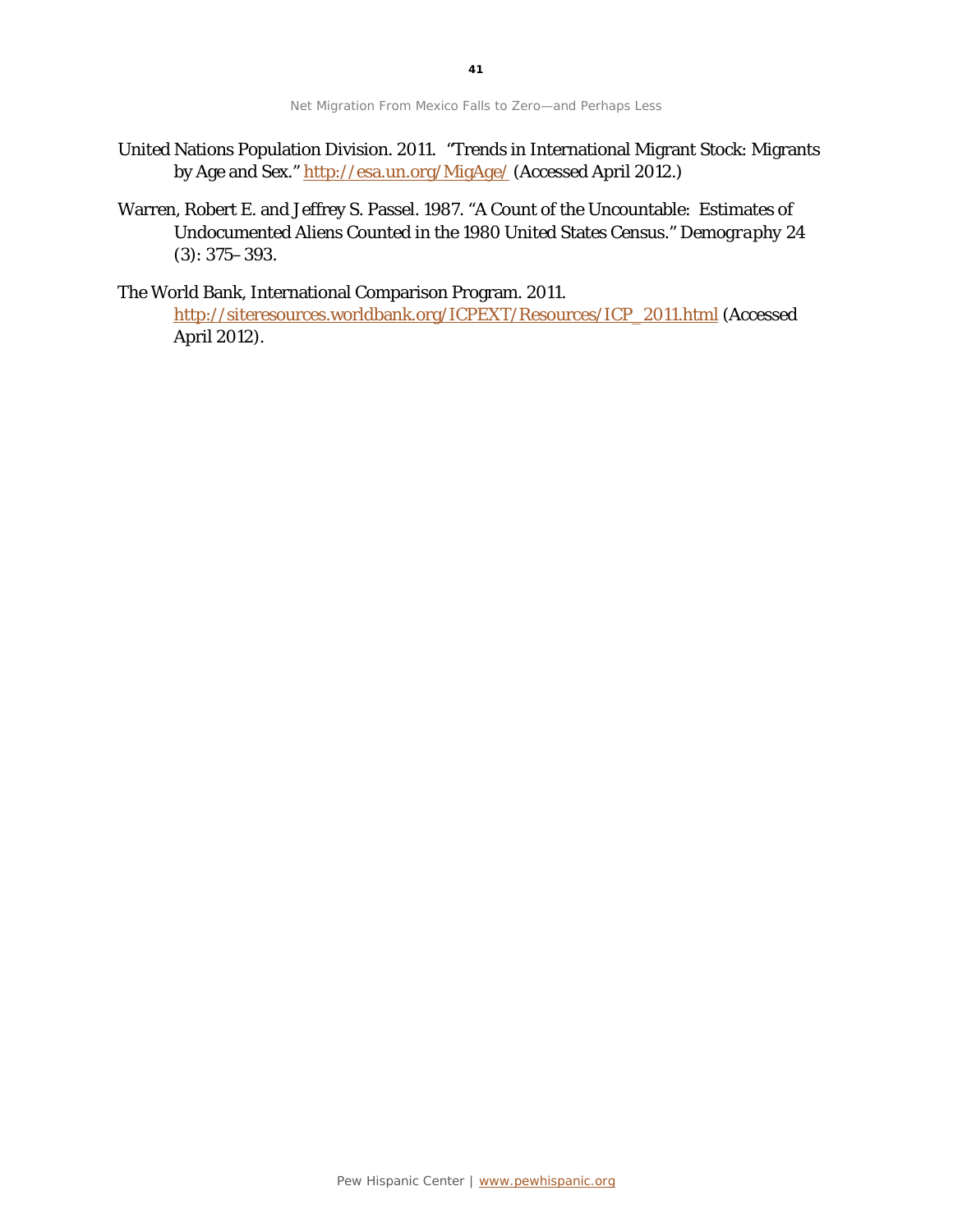United Nations Population Division. 2011. "Trends in International Migrant Stock: Migrants by Age and Sex." http://esa.un.org/MigAge/ (Accessed April 2012.)

Warren, Robert E. and Jeffrey S. Passel. 1987. "A Count of the Uncountable: Estimates of Undocumented Aliens Counted in the 1980 United States Census." *Demography* 24 (3): 375–393.

The World Bank, International Comparison Program. 2011. http://siteresources.worldbank.org/ICPEXT/Resources/ICP_2011.html (Accessed April 2012).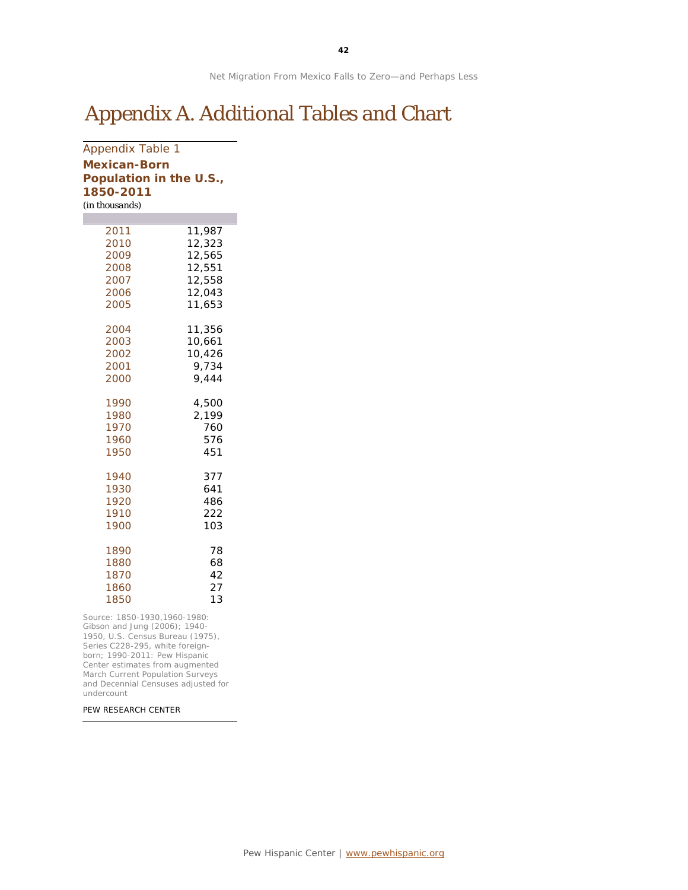# Appendix A. Additional Tables and Chart

Appendix Table 1

**Mexican-Born Population in the U.S., 1850-2011**

*(in thousands)*

| Year | Population |
|---|---|
| 2011 | 11,987 |
| 2010 | 12,323 |
| 2009 | 12,565 |
| 2008 | 12,551 |
| 2007 | 12,558 |
| 2006 | 12,043 |
| 2005 | 11,653 |
| 2004 | 11,356 |
| 2003 | 10,661 |
| 2002 | 10,426 |
| 2001 | 9,734 |
| 2000 | 9,444 |
| 1990 | 4,500 |
| 1980 | 2,199 |
| 1970 | 760 |
| 1960 | 576 |
| 1950 | 451 |
| 1940 | 377 |
| 1930 | 641 |
| 1920 | 486 |
| 1910 | 222 |
| 1900 | 103 |
| 1890 | 78 |
| 1880 | 68 |
| 1870 | 42 |
| 1860 | 27 |
| 1850 | 13 |

Source: 1850-1930,1960-1980: Gibson and Jung (2006); 1940-1950, U.S. Census Bureau (1975), Series C228-295, white foreign-born; 1990-2011: Pew Hispanic Center estimates from augmented March Current Population Surveys and Decennial Censuses adjusted for undercount

PEW RESEARCH CENTER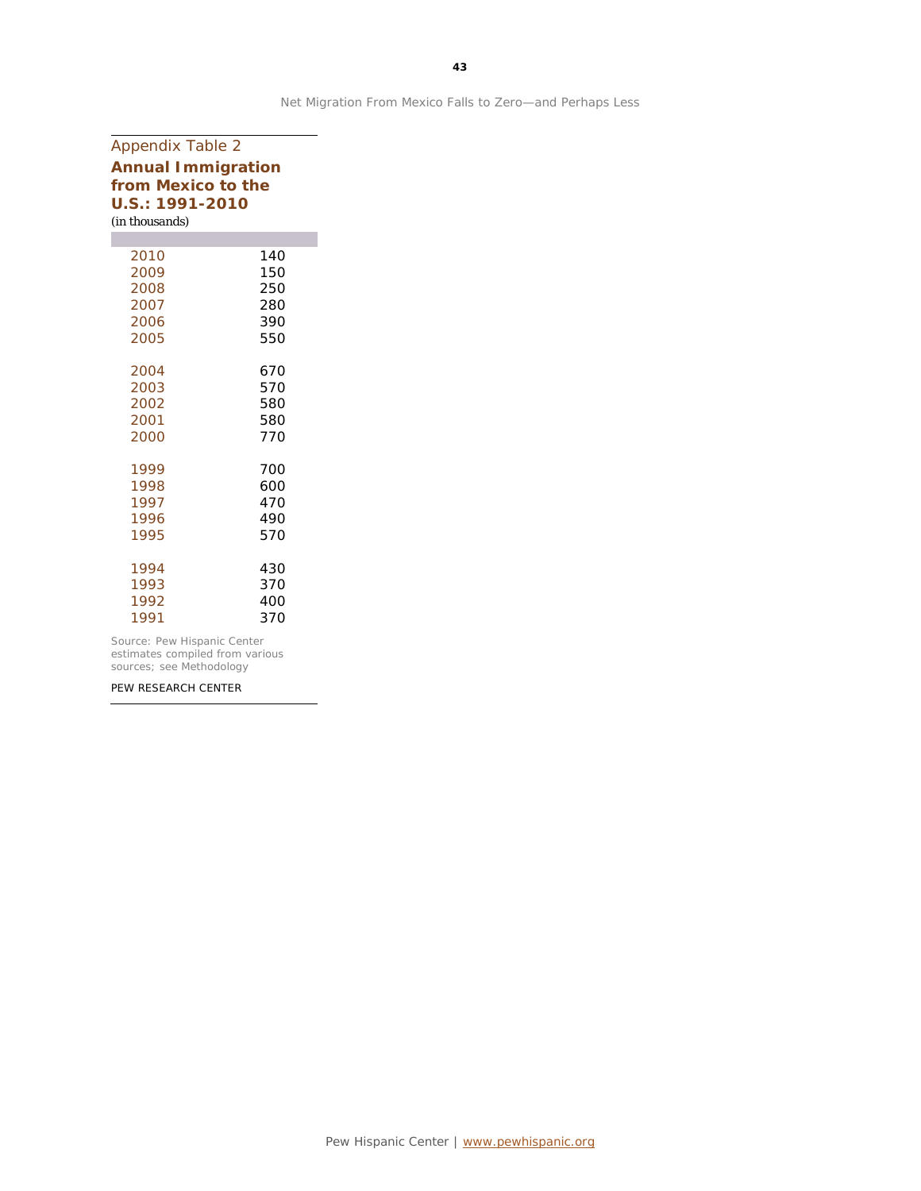Appendix Table 2

**Annual Immigration from Mexico to the U.S.: 1991-2010**

*(in thousands)*

| Year | |
|---|---|
| 2010 | 140 |
| 2009 | 150 |
| 2008 | 250 |
| 2007 | 280 |
| 2006 | 390 |
| 2005 | 550 |
| 2004 | 670 |
| 2003 | 570 |
| 2002 | 580 |
| 2001 | 580 |
| 2000 | 770 |
| 1999 | 700 |
| 1998 | 600 |
| 1997 | 470 |
| 1996 | 490 |
| 1995 | 570 |
| 1994 | 430 |
| 1993 | 370 |
| 1992 | 400 |
| 1991 | 370 |

Source: Pew Hispanic Center estimates compiled from various sources; see Methodology

PEW RESEARCH CENTER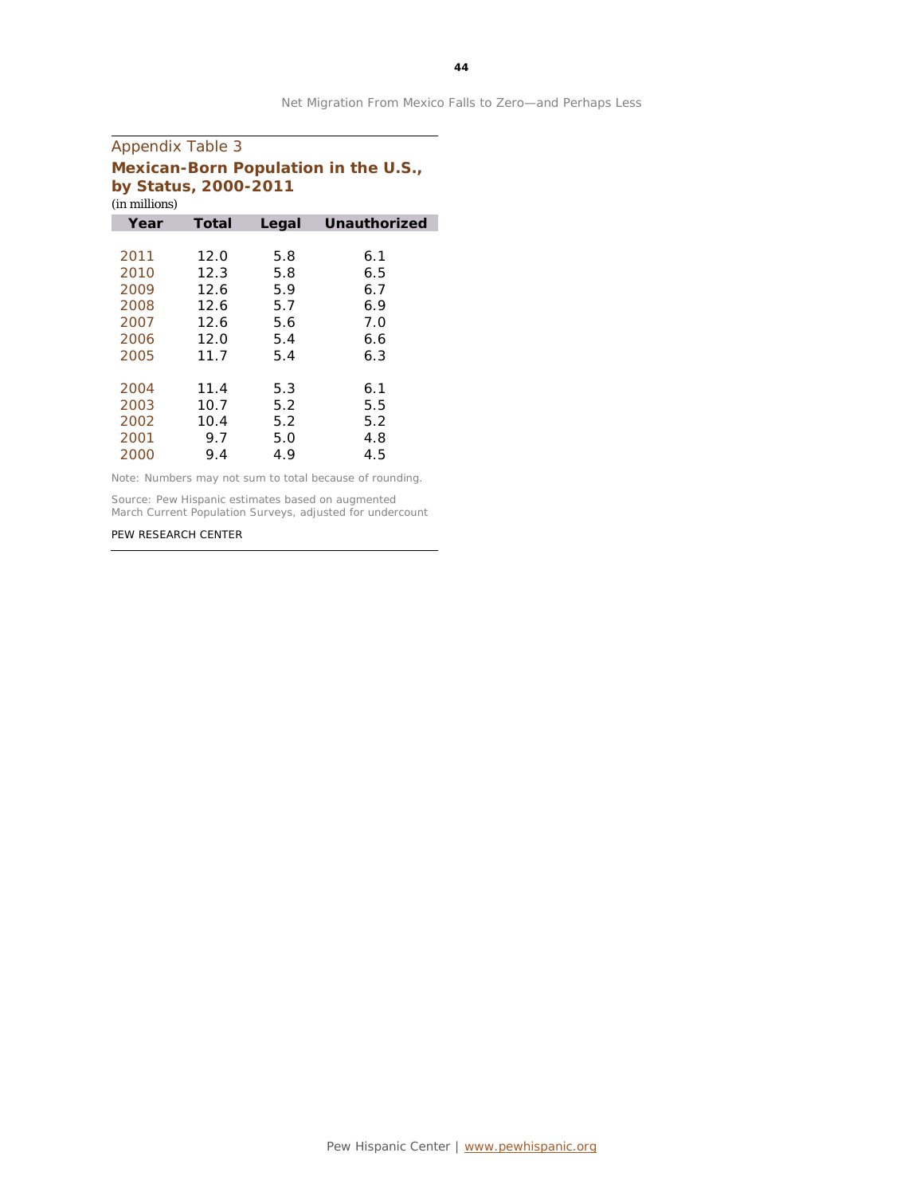Appendix Table 3

**Mexican-Born Population in the U.S., by Status, 2000-2011**

(in millions)

| Year | Total | Legal | Unauthorized |
|---|---|---|---|
| 2011 | 12.0 | 5.8 | 6.1 |
| 2010 | 12.3 | 5.8 | 6.5 |
| 2009 | 12.6 | 5.9 | 6.7 |
| 2008 | 12.6 | 5.7 | 6.9 |
| 2007 | 12.6 | 5.6 | 7.0 |
| 2006 | 12.0 | 5.4 | 6.6 |
| 2005 | 11.7 | 5.4 | 6.3 |
| 2004 | 11.4 | 5.3 | 6.1 |
| 2003 | 10.7 | 5.2 | 5.5 |
| 2002 | 10.4 | 5.2 | 5.2 |
| 2001 | 9.7 | 5.0 | 4.8 |
| 2000 | 9.4 | 4.9 | 4.5 |

Note: Numbers may not sum to total because of rounding.

Source: Pew Hispanic estimates based on augmented March Current Population Surveys, adjusted for undercount

PEW RESEARCH CENTER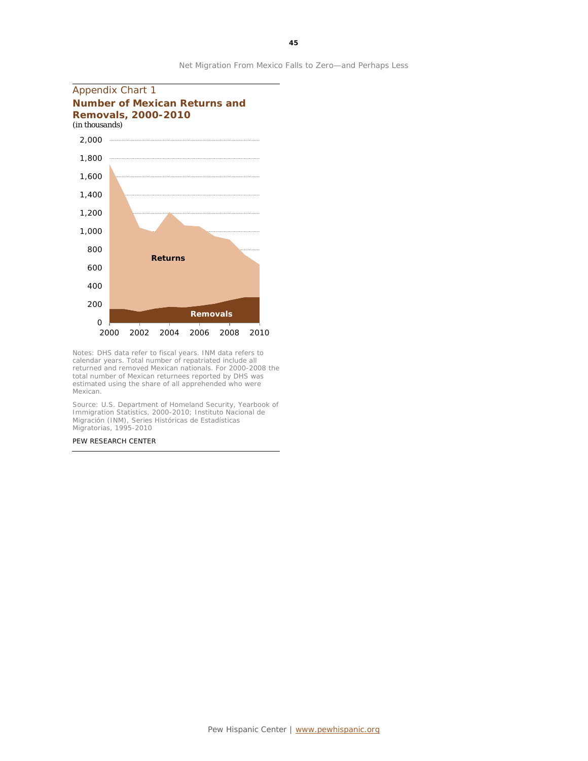Appendix Chart 1

**Number of Mexican Returns and Removals, 2000-2010**

*(in thousands)*

Notes: DHS data refer to fiscal years. INM data refers to calendar years. Total number of repatriated include all returned and removed Mexican nationals. For 2000-2008 the total number of Mexican returnees reported by DHS was estimated using the share of all apprehended who were Mexican.

Source: U.S. Department of Homeland Security, Yearbook of Immigration Statistics, 2000-2010; Instituto Nacional de Migración (INM), Series Históricas de Estadísticas Migratorias, 1995-2010

PEW RESEARCH CENTER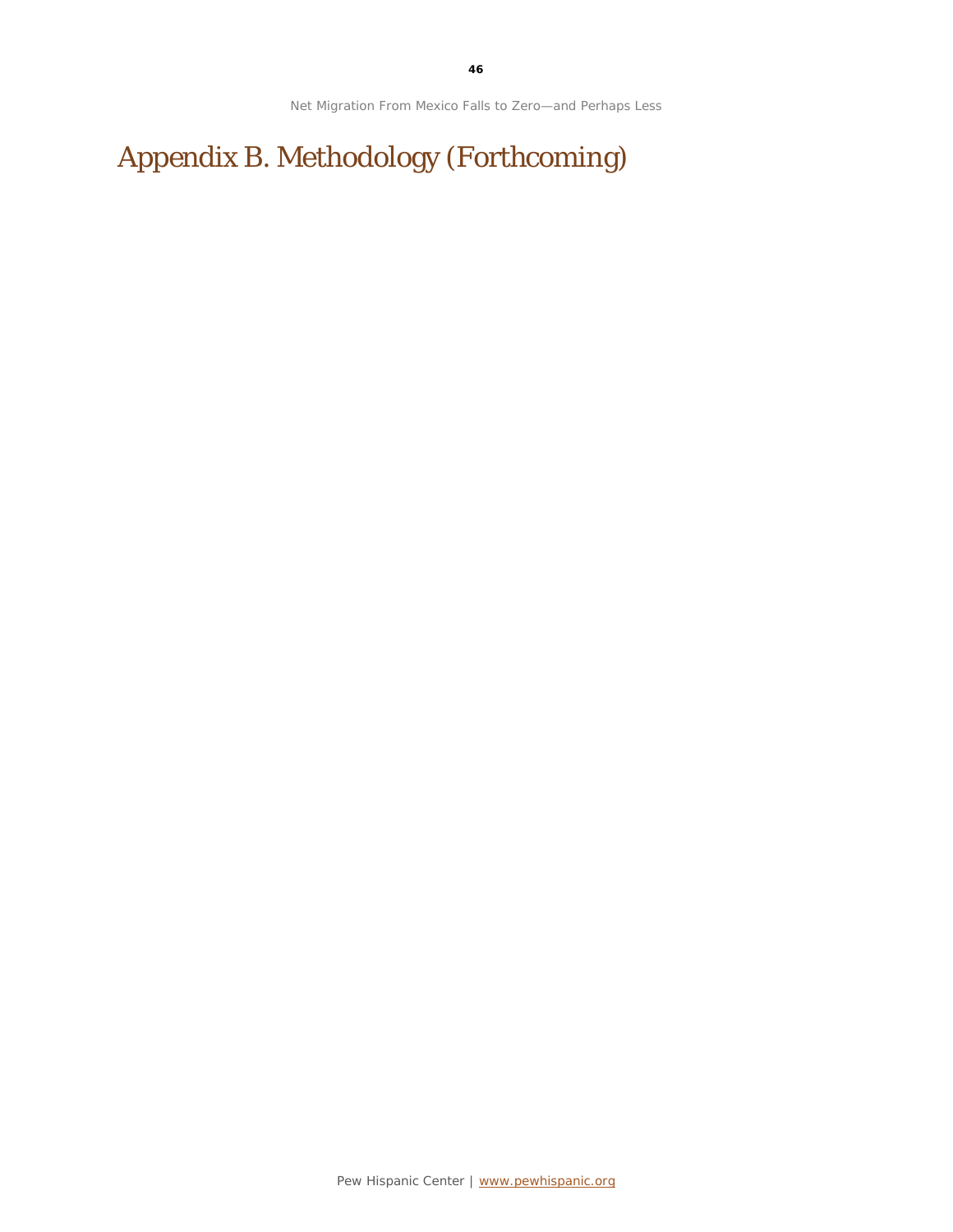# Appendix B. Methodology (Forthcoming)